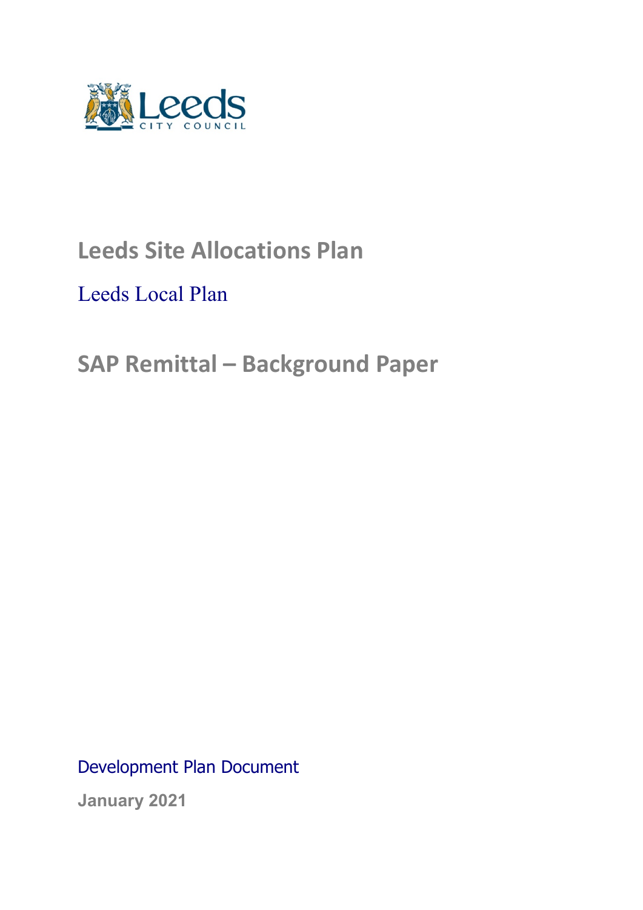Leeds City Council

# Leeds Site Allocations Plan

## Leeds Local Plan

# SAP Remittal – Background Paper

Development Plan Document

**January 2021**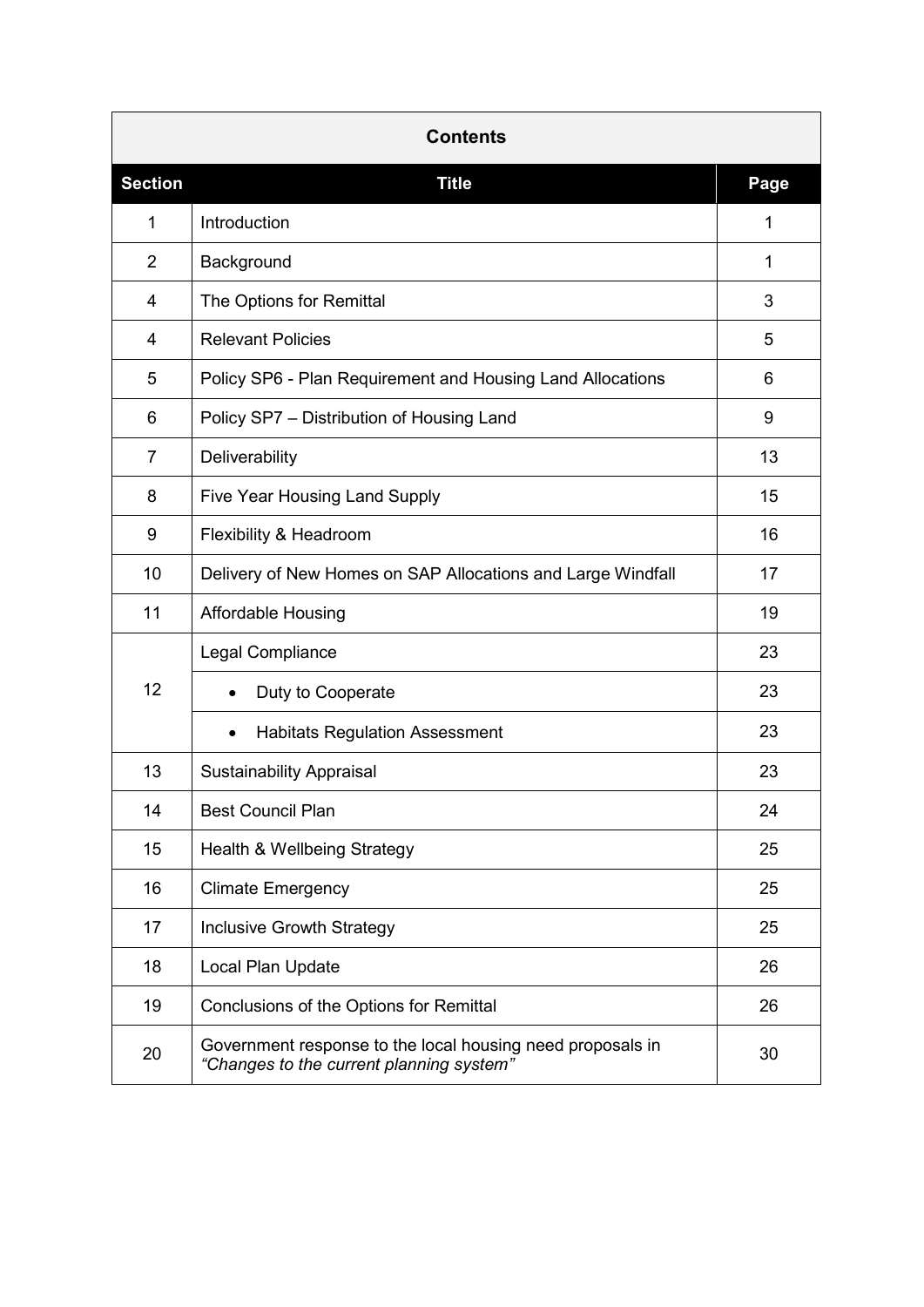| Contents | | |
|---|---|---|
| **Section** | **Title** | **Page** |
| 1 | Introduction | 1 |
| 2 | Background | 1 |
| 4 | The Options for Remittal | 3 |
| 4 | Relevant Policies | 5 |
| 5 | Policy SP6 - Plan Requirement and Housing Land Allocations | 6 |
| 6 | Policy SP7 – Distribution of Housing Land | 9 |
| 7 | Deliverability | 13 |
| 8 | Five Year Housing Land Supply | 15 |
| 9 | Flexibility & Headroom | 16 |
| 10 | Delivery of New Homes on SAP Allocations and Large Windfall | 17 |
| 11 | Affordable Housing | 19 |
| 12 | Legal Compliance | 23 |
| | • Duty to Cooperate | 23 |
| | • Habitats Regulation Assessment | 23 |
| 13 | Sustainability Appraisal | 23 |
| 14 | Best Council Plan | 24 |
| 15 | Health & Wellbeing Strategy | 25 |
| 16 | Climate Emergency | 25 |
| 17 | Inclusive Growth Strategy | 25 |
| 18 | Local Plan Update | 26 |
| 19 | Conclusions of the Options for Remittal | 26 |
| 20 | Government response to the local housing need proposals in *"Changes to the current planning system"* | 30 |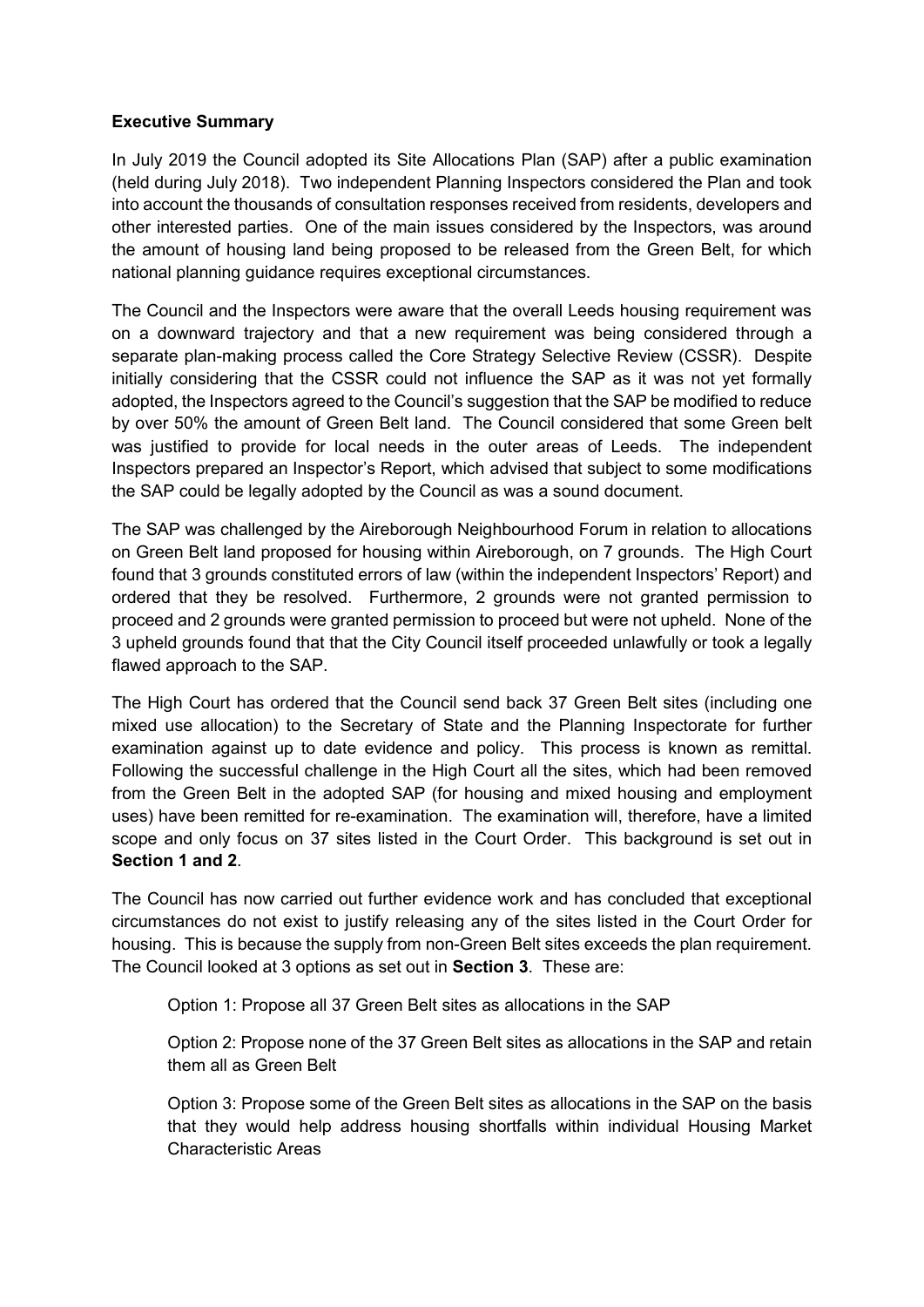**Executive Summary**

In July 2019 the Council adopted its Site Allocations Plan (SAP) after a public examination (held during July 2018). Two independent Planning Inspectors considered the Plan and took into account the thousands of consultation responses received from residents, developers and other interested parties. One of the main issues considered by the Inspectors, was around the amount of housing land being proposed to be released from the Green Belt, for which national planning guidance requires exceptional circumstances.

The Council and the Inspectors were aware that the overall Leeds housing requirement was on a downward trajectory and that a new requirement was being considered through a separate plan-making process called the Core Strategy Selective Review (CSSR). Despite initially considering that the CSSR could not influence the SAP as it was not yet formally adopted, the Inspectors agreed to the Council's suggestion that the SAP be modified to reduce by over 50% the amount of Green Belt land. The Council considered that some Green belt was justified to provide for local needs in the outer areas of Leeds. The independent Inspectors prepared an Inspector's Report, which advised that subject to some modifications the SAP could be legally adopted by the Council as was a sound document.

The SAP was challenged by the Aireborough Neighbourhood Forum in relation to allocations on Green Belt land proposed for housing within Aireborough, on 7 grounds. The High Court found that 3 grounds constituted errors of law (within the independent Inspectors' Report) and ordered that they be resolved. Furthermore, 2 grounds were not granted permission to proceed and 2 grounds were granted permission to proceed but were not upheld. None of the 3 upheld grounds found that that the City Council itself proceeded unlawfully or took a legally flawed approach to the SAP.

The High Court has ordered that the Council send back 37 Green Belt sites (including one mixed use allocation) to the Secretary of State and the Planning Inspectorate for further examination against up to date evidence and policy. This process is known as remittal. Following the successful challenge in the High Court all the sites, which had been removed from the Green Belt in the adopted SAP (for housing and mixed housing and employment uses) have been remitted for re-examination. The examination will, therefore, have a limited scope and only focus on 37 sites listed in the Court Order. This background is set out in **Section 1 and 2**.

The Council has now carried out further evidence work and has concluded that exceptional circumstances do not exist to justify releasing any of the sites listed in the Court Order for housing. This is because the supply from non-Green Belt sites exceeds the plan requirement. The Council looked at 3 options as set out in **Section 3**. These are:

Option 1: Propose all 37 Green Belt sites as allocations in the SAP

Option 2: Propose none of the 37 Green Belt sites as allocations in the SAP and retain them all as Green Belt

Option 3: Propose some of the Green Belt sites as allocations in the SAP on the basis that they would help address housing shortfalls within individual Housing Market Characteristic Areas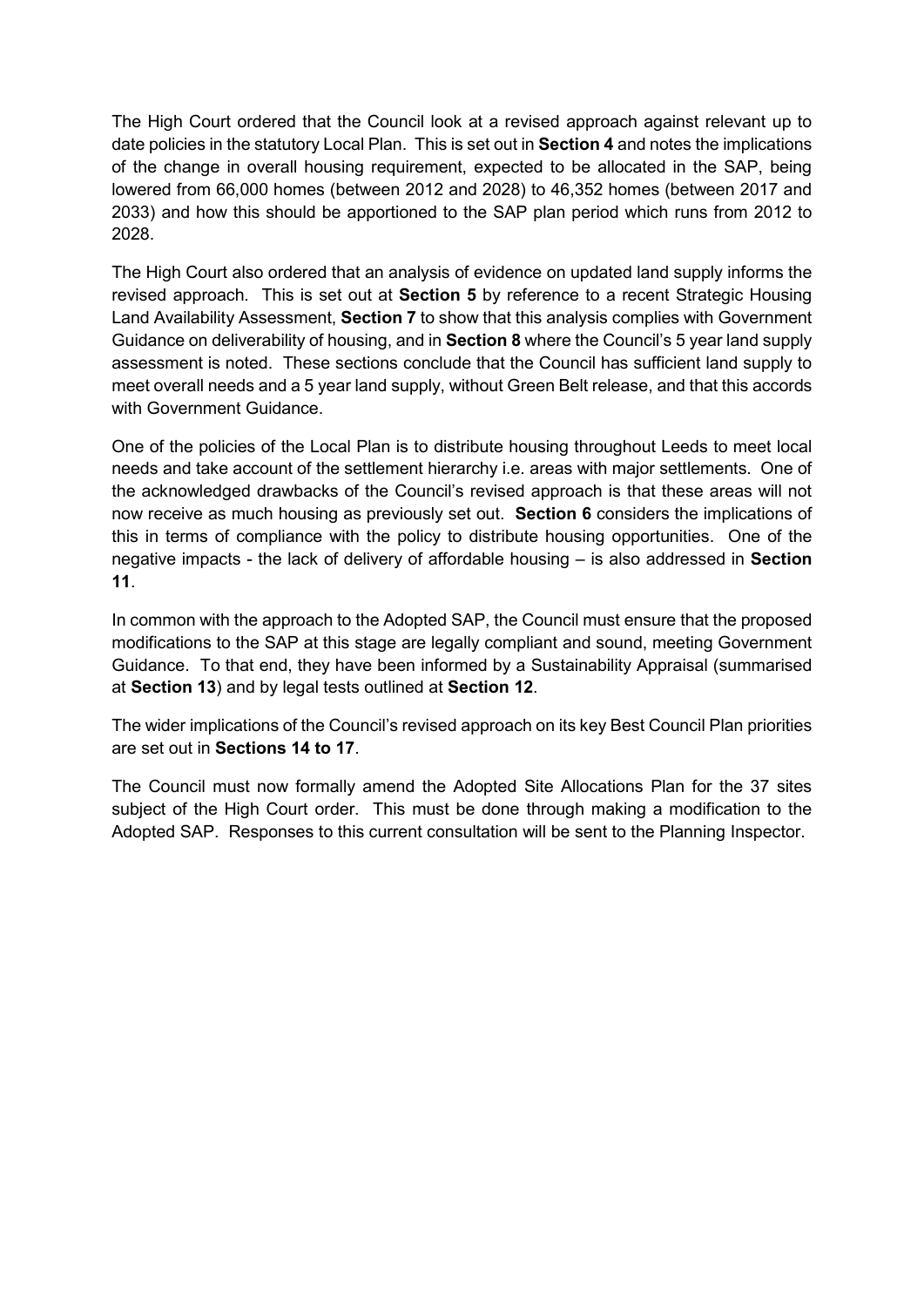The High Court ordered that the Council look at a revised approach against relevant up to date policies in the statutory Local Plan. This is set out in **Section 4** and notes the implications of the change in overall housing requirement, expected to be allocated in the SAP, being lowered from 66,000 homes (between 2012 and 2028) to 46,352 homes (between 2017 and 2033) and how this should be apportioned to the SAP plan period which runs from 2012 to 2028.

The High Court also ordered that an analysis of evidence on updated land supply informs the revised approach. This is set out at **Section 5** by reference to a recent Strategic Housing Land Availability Assessment, **Section 7** to show that this analysis complies with Government Guidance on deliverability of housing, and in **Section 8** where the Council's 5 year land supply assessment is noted. These sections conclude that the Council has sufficient land supply to meet overall needs and a 5 year land supply, without Green Belt release, and that this accords with Government Guidance.

One of the policies of the Local Plan is to distribute housing throughout Leeds to meet local needs and take account of the settlement hierarchy i.e. areas with major settlements. One of the acknowledged drawbacks of the Council's revised approach is that these areas will not now receive as much housing as previously set out. **Section 6** considers the implications of this in terms of compliance with the policy to distribute housing opportunities. One of the negative impacts - the lack of delivery of affordable housing – is also addressed in **Section 11**.

In common with the approach to the Adopted SAP, the Council must ensure that the proposed modifications to the SAP at this stage are legally compliant and sound, meeting Government Guidance. To that end, they have been informed by a Sustainability Appraisal (summarised at **Section 13**) and by legal tests outlined at **Section 12**.

The wider implications of the Council's revised approach on its key Best Council Plan priorities are set out in **Sections 14 to 17**.

The Council must now formally amend the Adopted Site Allocations Plan for the 37 sites subject of the High Court order. This must be done through making a modification to the Adopted SAP. Responses to this current consultation will be sent to the Planning Inspector.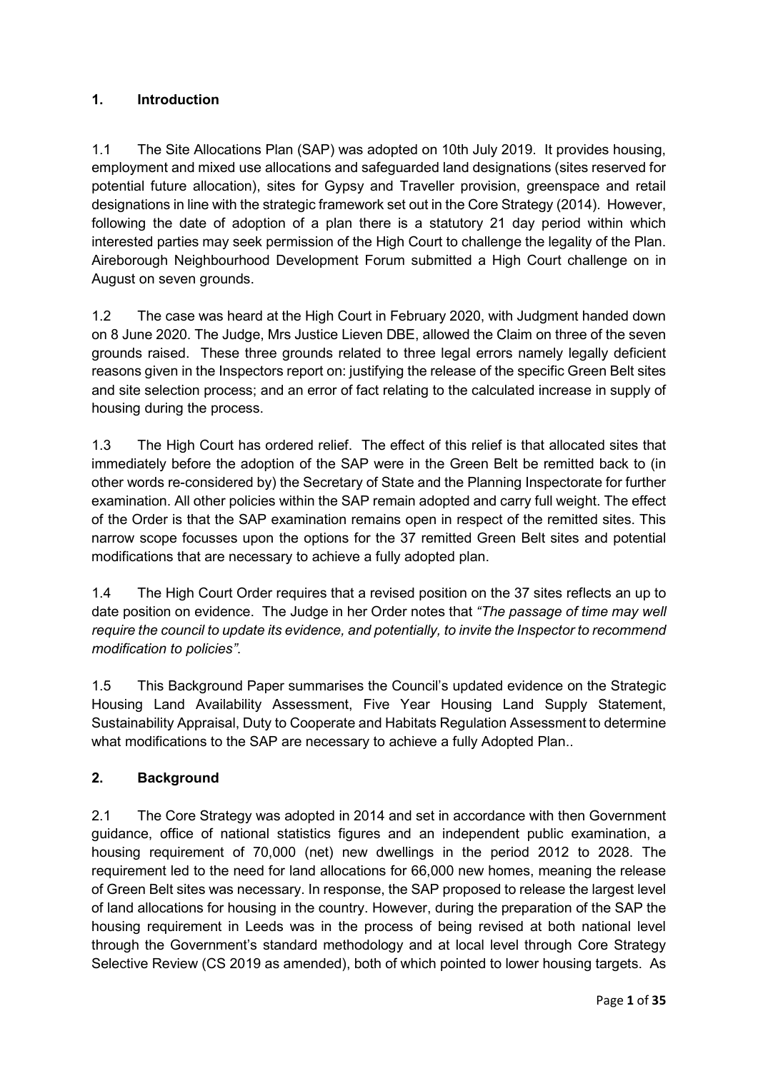## 1. Introduction

1.1 The Site Allocations Plan (SAP) was adopted on 10th July 2019. It provides housing, employment and mixed use allocations and safeguarded land designations (sites reserved for potential future allocation), sites for Gypsy and Traveller provision, greenspace and retail designations in line with the strategic framework set out in the Core Strategy (2014). However, following the date of adoption of a plan there is a statutory 21 day period within which interested parties may seek permission of the High Court to challenge the legality of the Plan. Aireborough Neighbourhood Development Forum submitted a High Court challenge on in August on seven grounds.

1.2 The case was heard at the High Court in February 2020, with Judgment handed down on 8 June 2020. The Judge, Mrs Justice Lieven DBE, allowed the Claim on three of the seven grounds raised. These three grounds related to three legal errors namely legally deficient reasons given in the Inspectors report on: justifying the release of the specific Green Belt sites and site selection process; and an error of fact relating to the calculated increase in supply of housing during the process.

1.3 The High Court has ordered relief. The effect of this relief is that allocated sites that immediately before the adoption of the SAP were in the Green Belt be remitted back to (in other words re-considered by) the Secretary of State and the Planning Inspectorate for further examination. All other policies within the SAP remain adopted and carry full weight. The effect of the Order is that the SAP examination remains open in respect of the remitted sites. This narrow scope focusses upon the options for the 37 remitted Green Belt sites and potential modifications that are necessary to achieve a fully adopted plan.

1.4 The High Court Order requires that a revised position on the 37 sites reflects an up to date position on evidence. The Judge in her Order notes that *"The passage of time may well require the council to update its evidence, and potentially, to invite the Inspector to recommend modification to policies"*.

1.5 This Background Paper summarises the Council's updated evidence on the Strategic Housing Land Availability Assessment, Five Year Housing Land Supply Statement, Sustainability Appraisal, Duty to Cooperate and Habitats Regulation Assessment to determine what modifications to the SAP are necessary to achieve a fully Adopted Plan..

## 2. Background

2.1 The Core Strategy was adopted in 2014 and set in accordance with then Government guidance, office of national statistics figures and an independent public examination, a housing requirement of 70,000 (net) new dwellings in the period 2012 to 2028. The requirement led to the need for land allocations for 66,000 new homes, meaning the release of Green Belt sites was necessary. In response, the SAP proposed to release the largest level of land allocations for housing in the country. However, during the preparation of the SAP the housing requirement in Leeds was in the process of being revised at both national level through the Government's standard methodology and at local level through Core Strategy Selective Review (CS 2019 as amended), both of which pointed to lower housing targets. As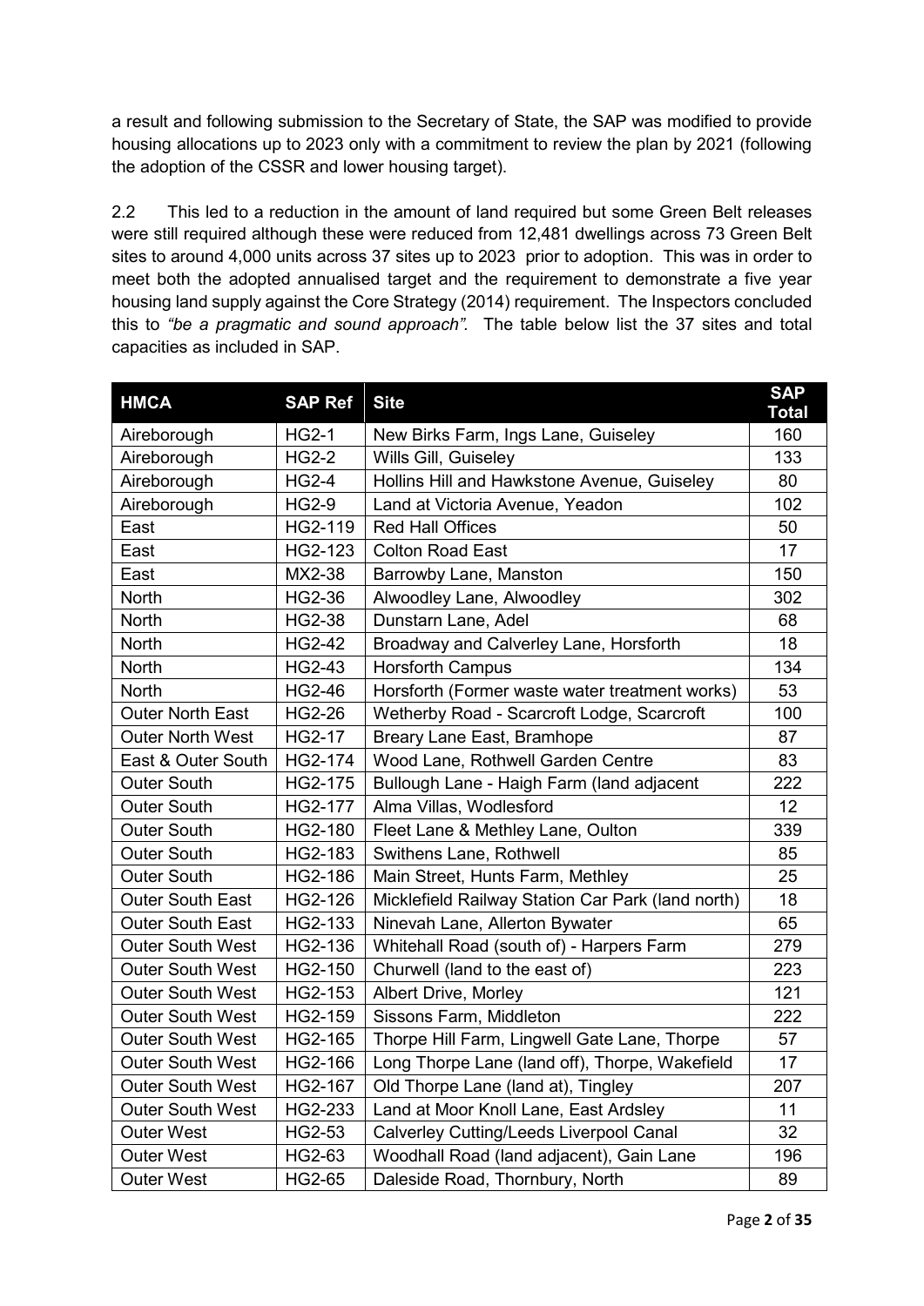a result and following submission to the Secretary of State, the SAP was modified to provide housing allocations up to 2023 only with a commitment to review the plan by 2021 (following the adoption of the CSSR and lower housing target).

2.2 This led to a reduction in the amount of land required but some Green Belt releases were still required although these were reduced from 12,481 dwellings across 73 Green Belt sites to around 4,000 units across 37 sites up to 2023 prior to adoption. This was in order to meet both the adopted annualised target and the requirement to demonstrate a five year housing land supply against the Core Strategy (2014) requirement. The Inspectors concluded this to *"be a pragmatic and sound approach".* The table below list the 37 sites and total capacities as included in SAP.

| HMCA | SAP Ref | Site | SAP Total |
|---|---|---|---|
| Aireborough | HG2-1 | New Birks Farm, Ings Lane, Guiseley | 160 |
| Aireborough | HG2-2 | Wills Gill, Guiseley | 133 |
| Aireborough | HG2-4 | Hollins Hill and Hawkstone Avenue, Guiseley | 80 |
| Aireborough | HG2-9 | Land at Victoria Avenue, Yeadon | 102 |
| East | HG2-119 | Red Hall Offices | 50 |
| East | HG2-123 | Colton Road East | 17 |
| East | MX2-38 | Barrowby Lane, Manston | 150 |
| North | HG2-36 | Alwoodley Lane, Alwoodley | 302 |
| North | HG2-38 | Dunstarn Lane, Adel | 68 |
| North | HG2-42 | Broadway and Calverley Lane, Horsforth | 18 |
| North | HG2-43 | Horsforth Campus | 134 |
| North | HG2-46 | Horsforth (Former waste water treatment works) | 53 |
| Outer North East | HG2-26 | Wetherby Road - Scarcroft Lodge, Scarcroft | 100 |
| Outer North West | HG2-17 | Breary Lane East, Bramhope | 87 |
| East & Outer South | HG2-174 | Wood Lane, Rothwell Garden Centre | 83 |
| Outer South | HG2-175 | Bullough Lane - Haigh Farm (land adjacent | 222 |
| Outer South | HG2-177 | Alma Villas, Wodlesford | 12 |
| Outer South | HG2-180 | Fleet Lane & Methley Lane, Oulton | 339 |
| Outer South | HG2-183 | Swithens Lane, Rothwell | 85 |
| Outer South | HG2-186 | Main Street, Hunts Farm, Methley | 25 |
| Outer South East | HG2-126 | Micklefield Railway Station Car Park (land north) | 18 |
| Outer South East | HG2-133 | Ninevah Lane, Allerton Bywater | 65 |
| Outer South West | HG2-136 | Whitehall Road (south of) - Harpers Farm | 279 |
| Outer South West | HG2-150 | Churwell (land to the east of) | 223 |
| Outer South West | HG2-153 | Albert Drive, Morley | 121 |
| Outer South West | HG2-159 | Sissons Farm, Middleton | 222 |
| Outer South West | HG2-165 | Thorpe Hill Farm, Lingwell Gate Lane, Thorpe | 57 |
| Outer South West | HG2-166 | Long Thorpe Lane (land off), Thorpe, Wakefield | 17 |
| Outer South West | HG2-167 | Old Thorpe Lane (land at), Tingley | 207 |
| Outer South West | HG2-233 | Land at Moor Knoll Lane, East Ardsley | 11 |
| Outer West | HG2-53 | Calverley Cutting/Leeds Liverpool Canal | 32 |
| Outer West | HG2-63 | Woodhall Road (land adjacent), Gain Lane | 196 |
| Outer West | HG2-65 | Daleside Road, Thornbury, North | 89 |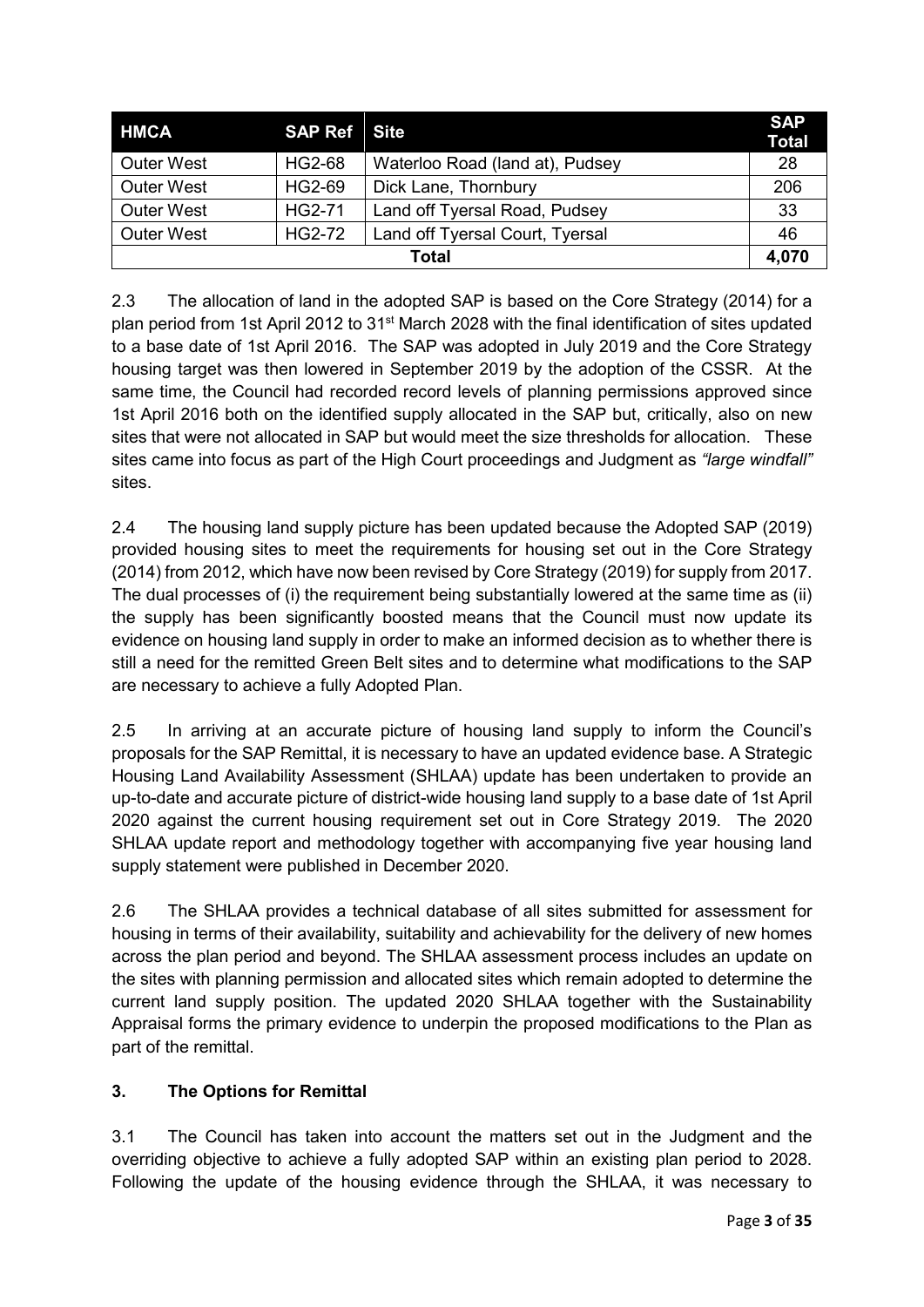| HMCA | SAP Ref | Site | SAP Total |
|---|---|---|---|
| Outer West | HG2-68 | Waterloo Road (land at), Pudsey | 28 |
| Outer West | HG2-69 | Dick Lane, Thornbury | 206 |
| Outer West | HG2-71 | Land off Tyersal Road, Pudsey | 33 |
| Outer West | HG2-72 | Land off Tyersal Court, Tyersal | 46 |
| Total | | | 4,070 |

2.3 The allocation of land in the adopted SAP is based on the Core Strategy (2014) for a plan period from 1st April 2012 to 31st March 2028 with the final identification of sites updated to a base date of 1st April 2016. The SAP was adopted in July 2019 and the Core Strategy housing target was then lowered in September 2019 by the adoption of the CSSR. At the same time, the Council had recorded record levels of planning permissions approved since 1st April 2016 both on the identified supply allocated in the SAP but, critically, also on new sites that were not allocated in SAP but would meet the size thresholds for allocation. These sites came into focus as part of the High Court proceedings and Judgment as *"large windfall"* sites.

2.4 The housing land supply picture has been updated because the Adopted SAP (2019) provided housing sites to meet the requirements for housing set out in the Core Strategy (2014) from 2012, which have now been revised by Core Strategy (2019) for supply from 2017. The dual processes of (i) the requirement being substantially lowered at the same time as (ii) the supply has been significantly boosted means that the Council must now update its evidence on housing land supply in order to make an informed decision as to whether there is still a need for the remitted Green Belt sites and to determine what modifications to the SAP are necessary to achieve a fully Adopted Plan.

2.5 In arriving at an accurate picture of housing land supply to inform the Council's proposals for the SAP Remittal, it is necessary to have an updated evidence base. A Strategic Housing Land Availability Assessment (SHLAA) update has been undertaken to provide an up-to-date and accurate picture of district-wide housing land supply to a base date of 1st April 2020 against the current housing requirement set out in Core Strategy 2019. The 2020 SHLAA update report and methodology together with accompanying five year housing land supply statement were published in December 2020.

2.6 The SHLAA provides a technical database of all sites submitted for assessment for housing in terms of their availability, suitability and achievability for the delivery of new homes across the plan period and beyond. The SHLAA assessment process includes an update on the sites with planning permission and allocated sites which remain adopted to determine the current land supply position. The updated 2020 SHLAA together with the Sustainability Appraisal forms the primary evidence to underpin the proposed modifications to the Plan as part of the remittal.

## 3. The Options for Remittal

3.1 The Council has taken into account the matters set out in the Judgment and the overriding objective to achieve a fully adopted SAP within an existing plan period to 2028. Following the update of the housing evidence through the SHLAA, it was necessary to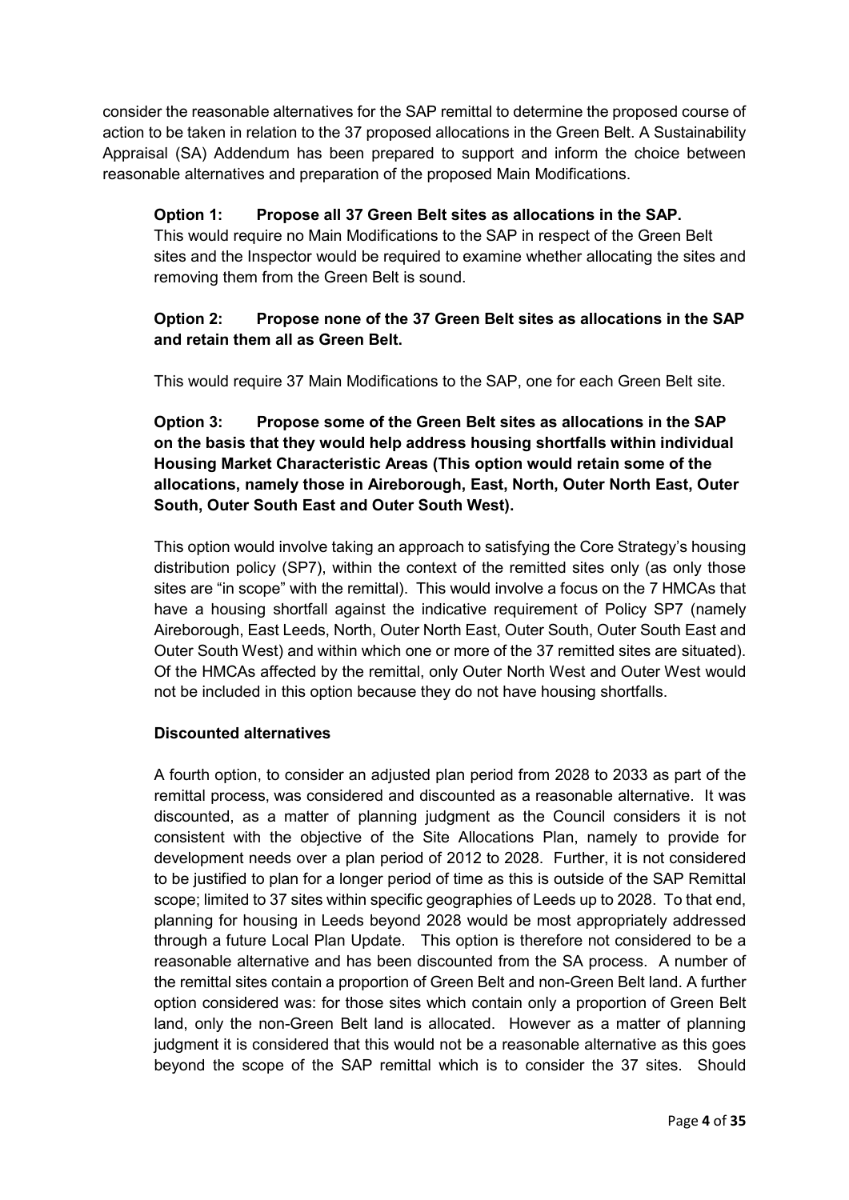consider the reasonable alternatives for the SAP remittal to determine the proposed course of action to be taken in relation to the 37 proposed allocations in the Green Belt. A Sustainability Appraisal (SA) Addendum has been prepared to support and inform the choice between reasonable alternatives and preparation of the proposed Main Modifications.

**Option 1: Propose all 37 Green Belt sites as allocations in the SAP.**
This would require no Main Modifications to the SAP in respect of the Green Belt sites and the Inspector would be required to examine whether allocating the sites and removing them from the Green Belt is sound.

**Option 2: Propose none of the 37 Green Belt sites as allocations in the SAP and retain them all as Green Belt.**

This would require 37 Main Modifications to the SAP, one for each Green Belt site.

**Option 3: Propose some of the Green Belt sites as allocations in the SAP on the basis that they would help address housing shortfalls within individual Housing Market Characteristic Areas (This option would retain some of the allocations, namely those in Aireborough, East, North, Outer North East, Outer South, Outer South East and Outer South West).**

This option would involve taking an approach to satisfying the Core Strategy's housing distribution policy (SP7), within the context of the remitted sites only (as only those sites are "in scope" with the remittal). This would involve a focus on the 7 HMCAs that have a housing shortfall against the indicative requirement of Policy SP7 (namely Aireborough, East Leeds, North, Outer North East, Outer South, Outer South East and Outer South West) and within which one or more of the 37 remitted sites are situated). Of the HMCAs affected by the remittal, only Outer North West and Outer West would not be included in this option because they do not have housing shortfalls.

**Discounted alternatives**

A fourth option, to consider an adjusted plan period from 2028 to 2033 as part of the remittal process, was considered and discounted as a reasonable alternative. It was discounted, as a matter of planning judgment as the Council considers it is not consistent with the objective of the Site Allocations Plan, namely to provide for development needs over a plan period of 2012 to 2028. Further, it is not considered to be justified to plan for a longer period of time as this is outside of the SAP Remittal scope; limited to 37 sites within specific geographies of Leeds up to 2028. To that end, planning for housing in Leeds beyond 2028 would be most appropriately addressed through a future Local Plan Update. This option is therefore not considered to be a reasonable alternative and has been discounted from the SA process. A number of the remittal sites contain a proportion of Green Belt and non-Green Belt land. A further option considered was: for those sites which contain only a proportion of Green Belt land, only the non-Green Belt land is allocated. However as a matter of planning judgment it is considered that this would not be a reasonable alternative as this goes beyond the scope of the SAP remittal which is to consider the 37 sites. Should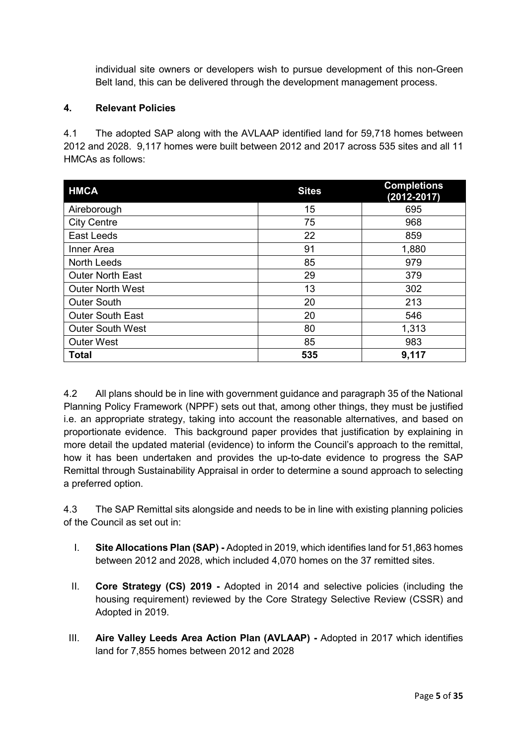individual site owners or developers wish to pursue development of this non-Green Belt land, this can be delivered through the development management process.

## 4. Relevant Policies

4.1 The adopted SAP along with the AVLAAP identified land for 59,718 homes between 2012 and 2028. 9,117 homes were built between 2012 and 2017 across 535 sites and all 11 HMCAs as follows:

| HMCA | Sites | Completions (2012-2017) |
|---|---|---|
| Aireborough | 15 | 695 |
| City Centre | 75 | 968 |
| East Leeds | 22 | 859 |
| Inner Area | 91 | 1,880 |
| North Leeds | 85 | 979 |
| Outer North East | 29 | 379 |
| Outer North West | 13 | 302 |
| Outer South | 20 | 213 |
| Outer South East | 20 | 546 |
| Outer South West | 80 | 1,313 |
| Outer West | 85 | 983 |
| **Total** | **535** | **9,117** |

4.2 All plans should be in line with government guidance and paragraph 35 of the National Planning Policy Framework (NPPF) sets out that, among other things, they must be justified i.e. an appropriate strategy, taking into account the reasonable alternatives, and based on proportionate evidence. This background paper provides that justification by explaining in more detail the updated material (evidence) to inform the Council's approach to the remittal, how it has been undertaken and provides the up-to-date evidence to progress the SAP Remittal through Sustainability Appraisal in order to determine a sound approach to selecting a preferred option.

4.3 The SAP Remittal sits alongside and needs to be in line with existing planning policies of the Council as set out in:

I. **Site Allocations Plan (SAP) -** Adopted in 2019, which identifies land for 51,863 homes between 2012 and 2028, which included 4,070 homes on the 37 remitted sites.

II. **Core Strategy (CS) 2019 -** Adopted in 2014 and selective policies (including the housing requirement) reviewed by the Core Strategy Selective Review (CSSR) and Adopted in 2019.

III. **Aire Valley Leeds Area Action Plan (AVLAAP) -** Adopted in 2017 which identifies land for 7,855 homes between 2012 and 2028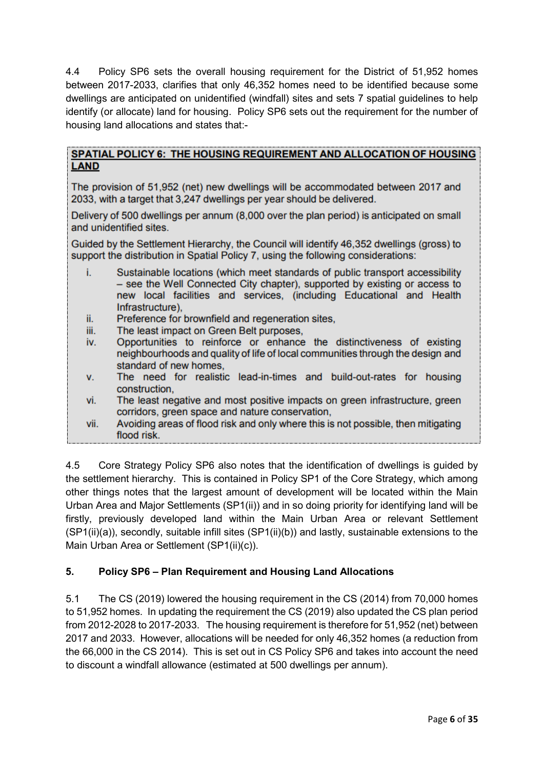4.4 Policy SP6 sets the overall housing requirement for the District of 51,952 homes between 2017-2033, clarifies that only 46,352 homes need to be identified because some dwellings are anticipated on unidentified (windfall) sites and sets 7 spatial guidelines to help identify (or allocate) land for housing. Policy SP6 sets out the requirement for the number of housing land allocations and states that:-

> **SPATIAL POLICY 6: THE HOUSING REQUIREMENT AND ALLOCATION OF HOUSING LAND**
>
> The provision of 51,952 (net) new dwellings will be accommodated between 2017 and 2033, with a target that 3,247 dwellings per year should be delivered.
>
> Delivery of 500 dwellings per annum (8,000 over the plan period) is anticipated on small and unidentified sites.
>
> Guided by the Settlement Hierarchy, the Council will identify 46,352 dwellings (gross) to support the distribution in Spatial Policy 7, using the following considerations:
>
> i. Sustainable locations (which meet standards of public transport accessibility – see the Well Connected City chapter), supported by existing or access to new local facilities and services, (including Educational and Health Infrastructure),
> ii. Preference for brownfield and regeneration sites,
> iii. The least impact on Green Belt purposes,
> iv. Opportunities to reinforce or enhance the distinctiveness of existing neighbourhoods and quality of life of local communities through the design and standard of new homes,
> v. The need for realistic lead-in-times and build-out-rates for housing construction,
> vi. The least negative and most positive impacts on green infrastructure, green corridors, green space and nature conservation,
> vii. Avoiding areas of flood risk and only where this is not possible, then mitigating flood risk.

4.5 Core Strategy Policy SP6 also notes that the identification of dwellings is guided by the settlement hierarchy. This is contained in Policy SP1 of the Core Strategy, which among other things notes that the largest amount of development will be located within the Main Urban Area and Major Settlements (SP1(ii)) and in so doing priority for identifying land will be firstly, previously developed land within the Main Urban Area or relevant Settlement (SP1(ii)(a)), secondly, suitable infill sites (SP1(ii)(b)) and lastly, sustainable extensions to the Main Urban Area or Settlement (SP1(ii)(c)).

## 5. Policy SP6 – Plan Requirement and Housing Land Allocations

5.1 The CS (2019) lowered the housing requirement in the CS (2014) from 70,000 homes to 51,952 homes. In updating the requirement the CS (2019) also updated the CS plan period from 2012-2028 to 2017-2033. The housing requirement is therefore for 51,952 (net) between 2017 and 2033. However, allocations will be needed for only 46,352 homes (a reduction from the 66,000 in the CS 2014). This is set out in CS Policy SP6 and takes into account the need to discount a windfall allowance (estimated at 500 dwellings per annum).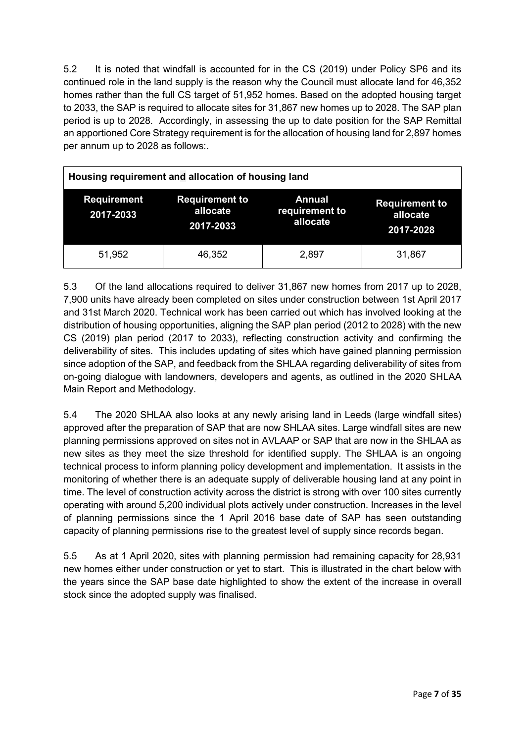5.2 It is noted that windfall is accounted for in the CS (2019) under Policy SP6 and its continued role in the land supply is the reason why the Council must allocate land for 46,352 homes rather than the full CS target of 51,952 homes. Based on the adopted housing target to 2033, the SAP is required to allocate sites for 31,867 new homes up to 2028. The SAP plan period is up to 2028. Accordingly, in assessing the up to date position for the SAP Remittal an apportioned Core Strategy requirement is for the allocation of housing land for 2,897 homes per annum up to 2028 as follows:.

| Housing requirement and allocation of housing land | | | |
|---|---|---|---|
| **Requirement 2017-2033** | **Requirement to allocate 2017-2033** | **Annual requirement to allocate** | **Requirement to allocate 2017-2028** |
| 51,952 | 46,352 | 2,897 | 31,867 |

5.3 Of the land allocations required to deliver 31,867 new homes from 2017 up to 2028, 7,900 units have already been completed on sites under construction between 1st April 2017 and 31st March 2020. Technical work has been carried out which has involved looking at the distribution of housing opportunities, aligning the SAP plan period (2012 to 2028) with the new CS (2019) plan period (2017 to 2033), reflecting construction activity and confirming the deliverability of sites. This includes updating of sites which have gained planning permission since adoption of the SAP, and feedback from the SHLAA regarding deliverability of sites from on-going dialogue with landowners, developers and agents, as outlined in the 2020 SHLAA Main Report and Methodology.

5.4 The 2020 SHLAA also looks at any newly arising land in Leeds (large windfall sites) approved after the preparation of SAP that are now SHLAA sites. Large windfall sites are new planning permissions approved on sites not in AVLAAP or SAP that are now in the SHLAA as new sites as they meet the size threshold for identified supply. The SHLAA is an ongoing technical process to inform planning policy development and implementation. It assists in the monitoring of whether there is an adequate supply of deliverable housing land at any point in time. The level of construction activity across the district is strong with over 100 sites currently operating with around 5,200 individual plots actively under construction. Increases in the level of planning permissions since the 1 April 2016 base date of SAP has seen outstanding capacity of planning permissions rise to the greatest level of supply since records began.

5.5 As at 1 April 2020, sites with planning permission had remaining capacity for 28,931 new homes either under construction or yet to start. This is illustrated in the chart below with the years since the SAP base date highlighted to show the extent of the increase in overall stock since the adopted supply was finalised.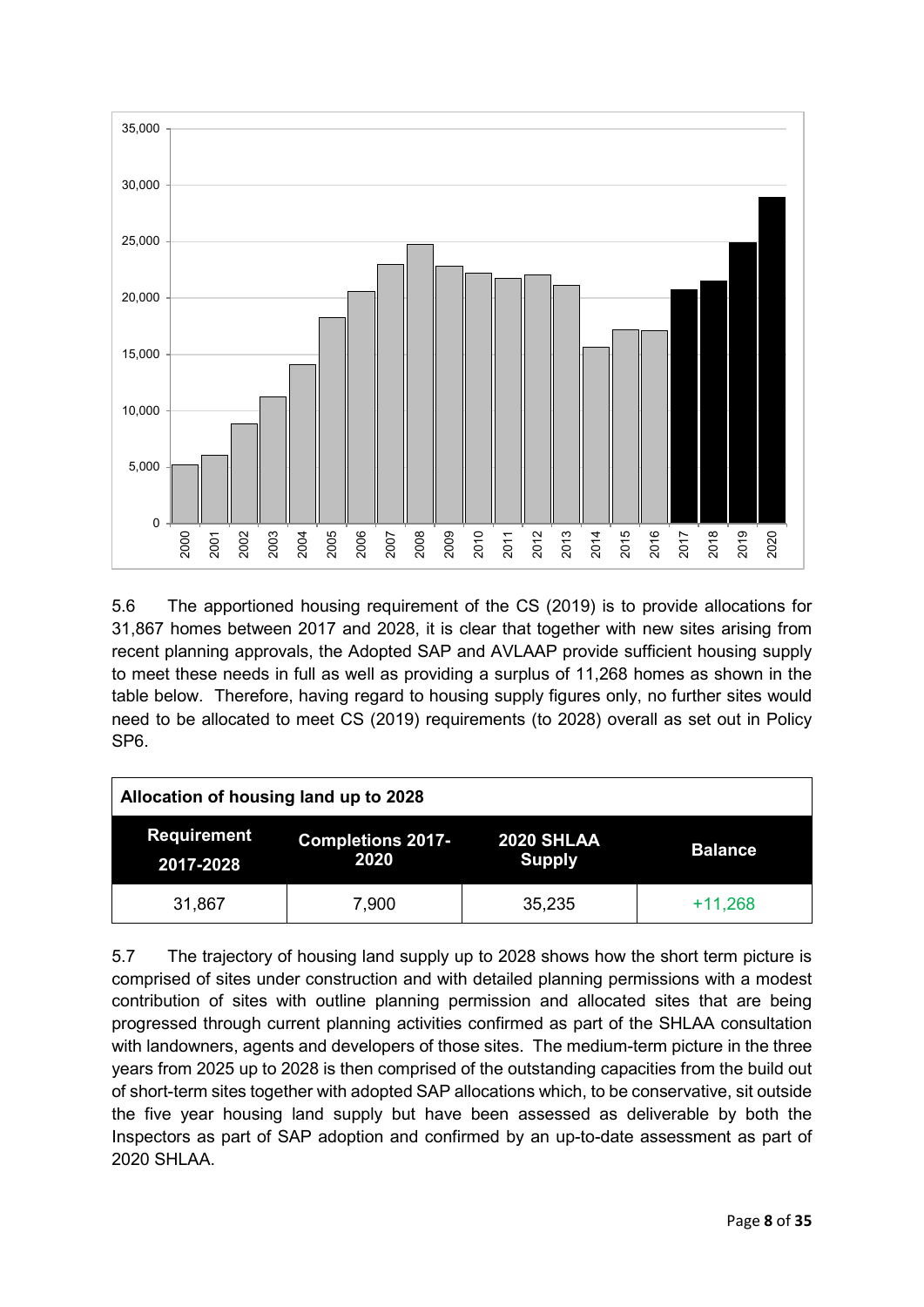5.6 The apportioned housing requirement of the CS (2019) is to provide allocations for 31,867 homes between 2017 and 2028, it is clear that together with new sites arising from recent planning approvals, the Adopted SAP and AVLAAP provide sufficient housing supply to meet these needs in full as well as providing a surplus of 11,268 homes as shown in the table below. Therefore, having regard to housing supply figures only, no further sites would need to be allocated to meet CS (2019) requirements (to 2028) overall as set out in Policy SP6.

| Allocation of housing land up to 2028 | | | |
|---|---|---|---|
| **Requirement 2017-2028** | **Completions 2017-2020** | **2020 SHLAA Supply** | **Balance** |
| 31,867 | 7,900 | 35,235 | +11,268 |

5.7 The trajectory of housing land supply up to 2028 shows how the short term picture is comprised of sites under construction and with detailed planning permissions with a modest contribution of sites with outline planning permission and allocated sites that are being progressed through current planning activities confirmed as part of the SHLAA consultation with landowners, agents and developers of those sites. The medium-term picture in the three years from 2025 up to 2028 is then comprised of the outstanding capacities from the build out of short-term sites together with adopted SAP allocations which, to be conservative, sit outside the five year housing land supply but have been assessed as deliverable by both the Inspectors as part of SAP adoption and confirmed by an up-to-date assessment as part of 2020 SHLAA.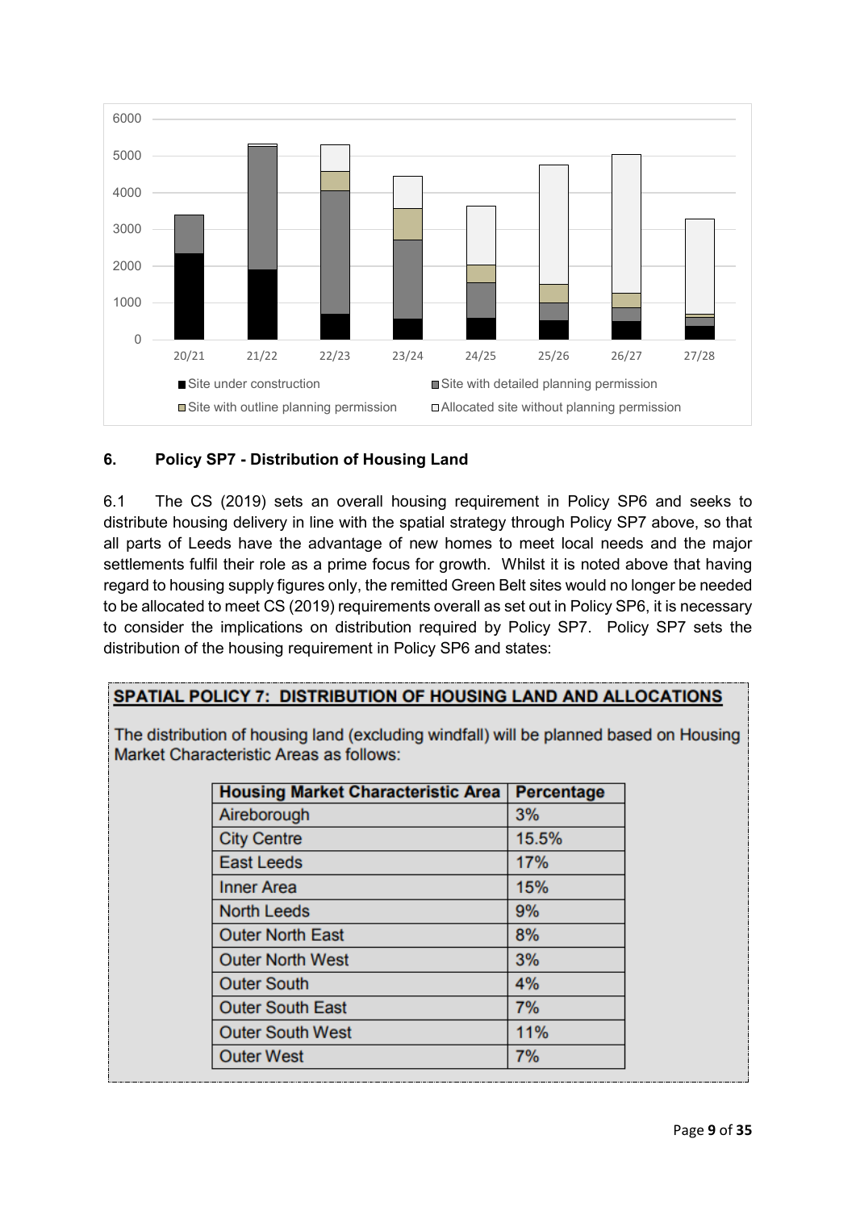## 6. Policy SP7 - Distribution of Housing Land

6.1 The CS (2019) sets an overall housing requirement in Policy SP6 and seeks to distribute housing delivery in line with the spatial strategy through Policy SP7 above, so that all parts of Leeds have the advantage of new homes to meet local needs and the major settlements fulfil their role as a prime focus for growth. Whilst it is noted above that having regard to housing supply figures only, the remitted Green Belt sites would no longer be needed to be allocated to meet CS (2019) requirements overall as set out in Policy SP6, it is necessary to consider the implications on distribution required by Policy SP7. Policy SP7 sets the distribution of the housing requirement in Policy SP6 and states:

**SPATIAL POLICY 7: DISTRIBUTION OF HOUSING LAND AND ALLOCATIONS**

The distribution of housing land (excluding windfall) will be planned based on Housing Market Characteristic Areas as follows:

| Housing Market Characteristic Area | Percentage |
|---|---|
| Aireborough | 3% |
| City Centre | 15.5% |
| East Leeds | 17% |
| Inner Area | 15% |
| North Leeds | 9% |
| Outer North East | 8% |
| Outer North West | 3% |
| Outer South | 4% |
| Outer South East | 7% |
| Outer South West | 11% |
| Outer West | 7% |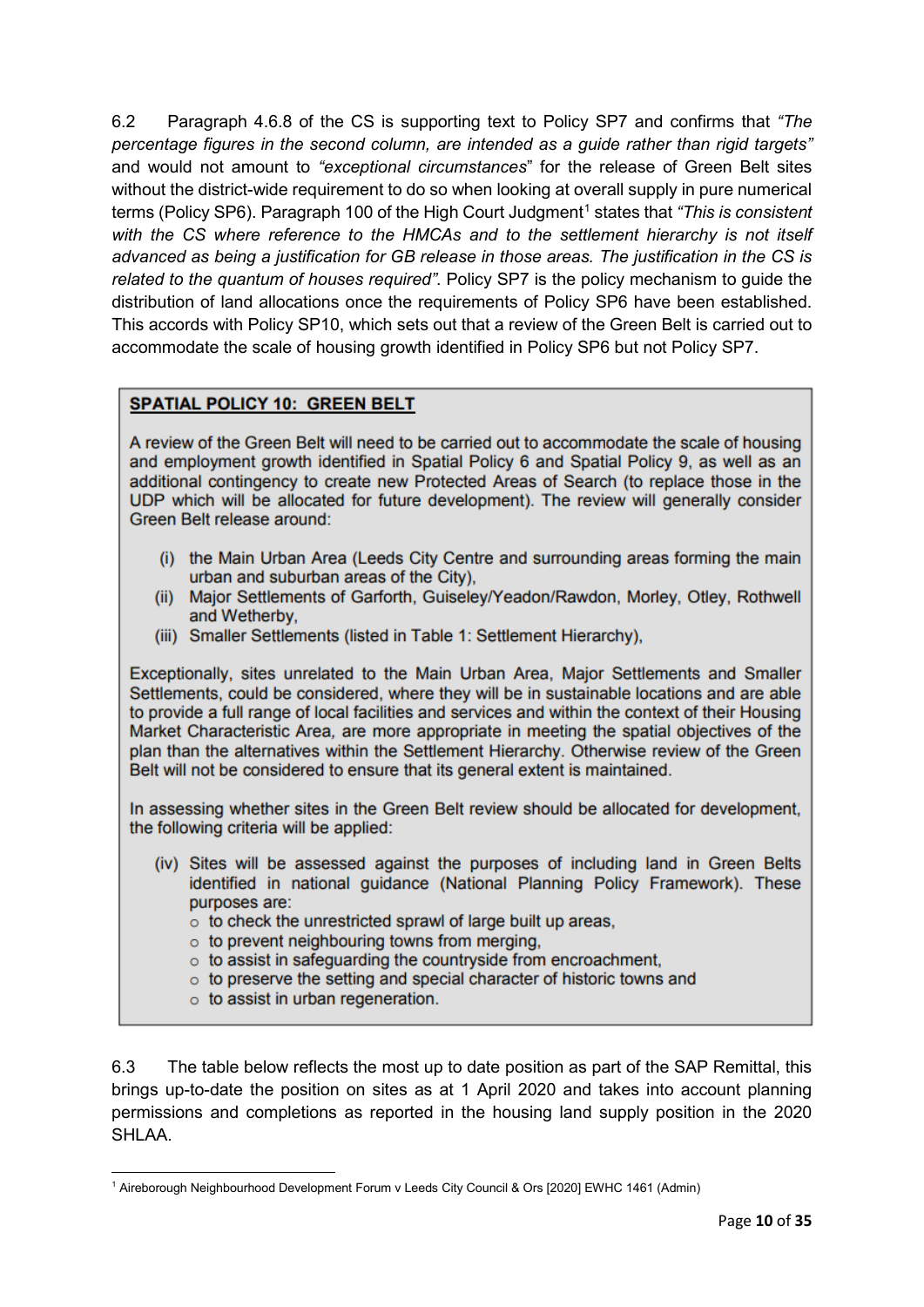6.2 Paragraph 4.6.8 of the CS is supporting text to Policy SP7 and confirms that *"The percentage figures in the second column, are intended as a guide rather than rigid targets"* and would not amount to *"exceptional circumstances*" for the release of Green Belt sites without the district-wide requirement to do so when looking at overall supply in pure numerical terms (Policy SP6). Paragraph 100 of the High Court Judgment[1] states that *"This is consistent with the CS where reference to the HMCAs and to the settlement hierarchy is not itself advanced as being a justification for GB release in those areas. The justification in the CS is related to the quantum of houses required"*. Policy SP7 is the policy mechanism to guide the distribution of land allocations once the requirements of Policy SP6 have been established. This accords with Policy SP10, which sets out that a review of the Green Belt is carried out to accommodate the scale of housing growth identified in Policy SP6 but not Policy SP7.

> **SPATIAL POLICY 10: GREEN BELT**
>
> A review of the Green Belt will need to be carried out to accommodate the scale of housing and employment growth identified in Spatial Policy 6 and Spatial Policy 9, as well as an additional contingency to create new Protected Areas of Search (to replace those in the UDP which will be allocated for future development). The review will generally consider Green Belt release around:
>
> (i) the Main Urban Area (Leeds City Centre and surrounding areas forming the main urban and suburban areas of the City),
> (ii) Major Settlements of Garforth, Guiseley/Yeadon/Rawdon, Morley, Otley, Rothwell and Wetherby,
> (iii) Smaller Settlements (listed in Table 1: Settlement Hierarchy),
>
> Exceptionally, sites unrelated to the Main Urban Area, Major Settlements and Smaller Settlements, could be considered, where they will be in sustainable locations and are able to provide a full range of local facilities and services and within the context of their Housing Market Characteristic Area, are more appropriate in meeting the spatial objectives of the plan than the alternatives within the Settlement Hierarchy. Otherwise review of the Green Belt will not be considered to ensure that its general extent is maintained.
>
> In assessing whether sites in the Green Belt review should be allocated for development, the following criteria will be applied:
>
> (iv) Sites will be assessed against the purposes of including land in Green Belts identified in national guidance (National Planning Policy Framework). These purposes are:
> - to check the unrestricted sprawl of large built up areas,
> - to prevent neighbouring towns from merging,
> - to assist in safeguarding the countryside from encroachment,
> - to preserve the setting and special character of historic towns and
> - to assist in urban regeneration.

6.3 The table below reflects the most up to date position as part of the SAP Remittal, this brings up-to-date the position on sites as at 1 April 2020 and takes into account planning permissions and completions as reported in the housing land supply position in the 2020 SHLAA.

[1] Aireborough Neighbourhood Development Forum v Leeds City Council & Ors [2020] EWHC 1461 (Admin)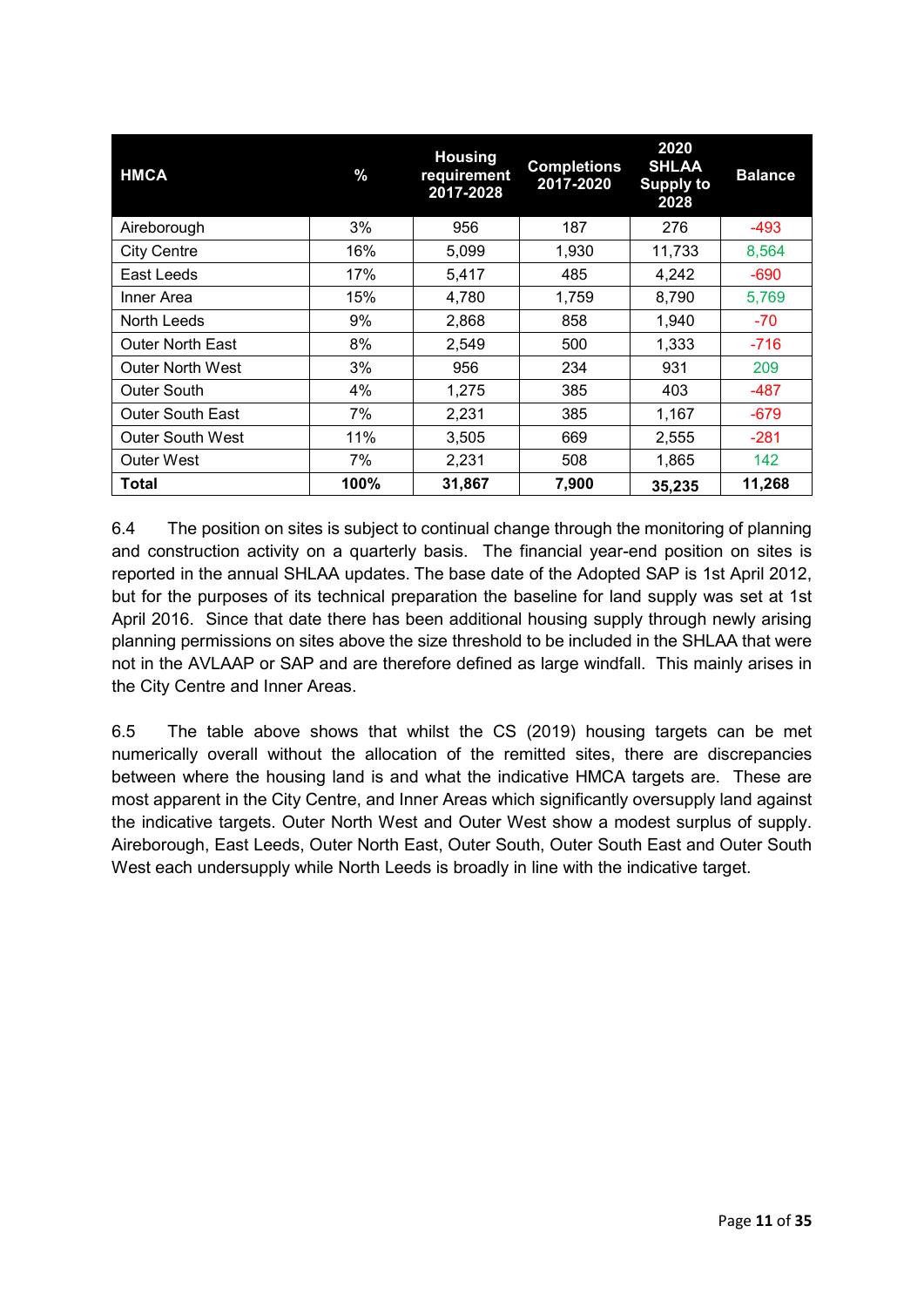| HMCA | % | Housing requirement 2017-2028 | Completions 2017-2020 | 2020 SHLAA Supply to 2028 | Balance |
|---|---|---|---|---|---|
| Aireborough | 3% | 956 | 187 | 276 | -493 |
| City Centre | 16% | 5,099 | 1,930 | 11,733 | 8,564 |
| East Leeds | 17% | 5,417 | 485 | 4,242 | -690 |
| Inner Area | 15% | 4,780 | 1,759 | 8,790 | 5,769 |
| North Leeds | 9% | 2,868 | 858 | 1,940 | -70 |
| Outer North East | 8% | 2,549 | 500 | 1,333 | -716 |
| Outer North West | 3% | 956 | 234 | 931 | 209 |
| Outer South | 4% | 1,275 | 385 | 403 | -487 |
| Outer South East | 7% | 2,231 | 385 | 1,167 | -679 |
| Outer South West | 11% | 3,505 | 669 | 2,555 | -281 |
| Outer West | 7% | 2,231 | 508 | 1,865 | 142 |
| **Total** | **100%** | **31,867** | **7,900** | **35,235** | **11,268** |

6.4 The position on sites is subject to continual change through the monitoring of planning and construction activity on a quarterly basis. The financial year-end position on sites is reported in the annual SHLAA updates. The base date of the Adopted SAP is 1st April 2012, but for the purposes of its technical preparation the baseline for land supply was set at 1st April 2016. Since that date there has been additional housing supply through newly arising planning permissions on sites above the size threshold to be included in the SHLAA that were not in the AVLAAP or SAP and are therefore defined as large windfall. This mainly arises in the City Centre and Inner Areas.

6.5 The table above shows that whilst the CS (2019) housing targets can be met numerically overall without the allocation of the remitted sites, there are discrepancies between where the housing land is and what the indicative HMCA targets are. These are most apparent in the City Centre, and Inner Areas which significantly oversupply land against the indicative targets. Outer North West and Outer West show a modest surplus of supply. Aireborough, East Leeds, Outer North East, Outer South, Outer South East and Outer South West each undersupply while North Leeds is broadly in line with the indicative target.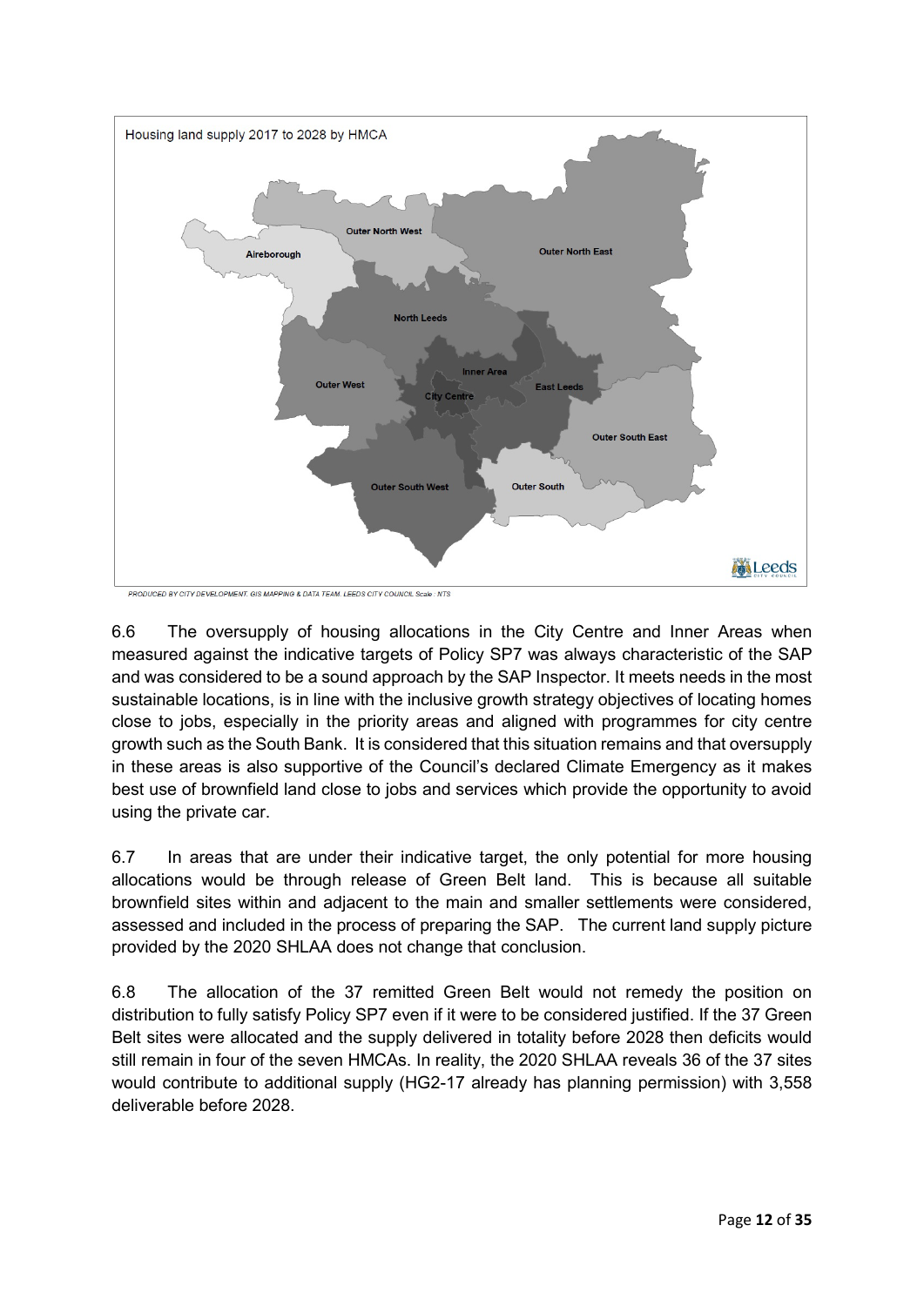Housing land supply 2017 to 2028 by HMCA

Outer North West, Aireborough, Outer North East, North Leeds, Inner Area, Outer West, East Leeds, City Centre, Outer South East, Outer South West, Outer South

PRODUCED BY CITY DEVELOPMENT. GIS MAPPING & DATA TEAM. LEEDS CITY COUNCIL Scale : NTS

6.6 The oversupply of housing allocations in the City Centre and Inner Areas when measured against the indicative targets of Policy SP7 was always characteristic of the SAP and was considered to be a sound approach by the SAP Inspector. It meets needs in the most sustainable locations, is in line with the inclusive growth strategy objectives of locating homes close to jobs, especially in the priority areas and aligned with programmes for city centre growth such as the South Bank. It is considered that this situation remains and that oversupply in these areas is also supportive of the Council's declared Climate Emergency as it makes best use of brownfield land close to jobs and services which provide the opportunity to avoid using the private car.

6.7 In areas that are under their indicative target, the only potential for more housing allocations would be through release of Green Belt land. This is because all suitable brownfield sites within and adjacent to the main and smaller settlements were considered, assessed and included in the process of preparing the SAP. The current land supply picture provided by the 2020 SHLAA does not change that conclusion.

6.8 The allocation of the 37 remitted Green Belt would not remedy the position on distribution to fully satisfy Policy SP7 even if it were to be considered justified. If the 37 Green Belt sites were allocated and the supply delivered in totality before 2028 then deficits would still remain in four of the seven HMCAs. In reality, the 2020 SHLAA reveals 36 of the 37 sites would contribute to additional supply (HG2-17 already has planning permission) with 3,558 deliverable before 2028.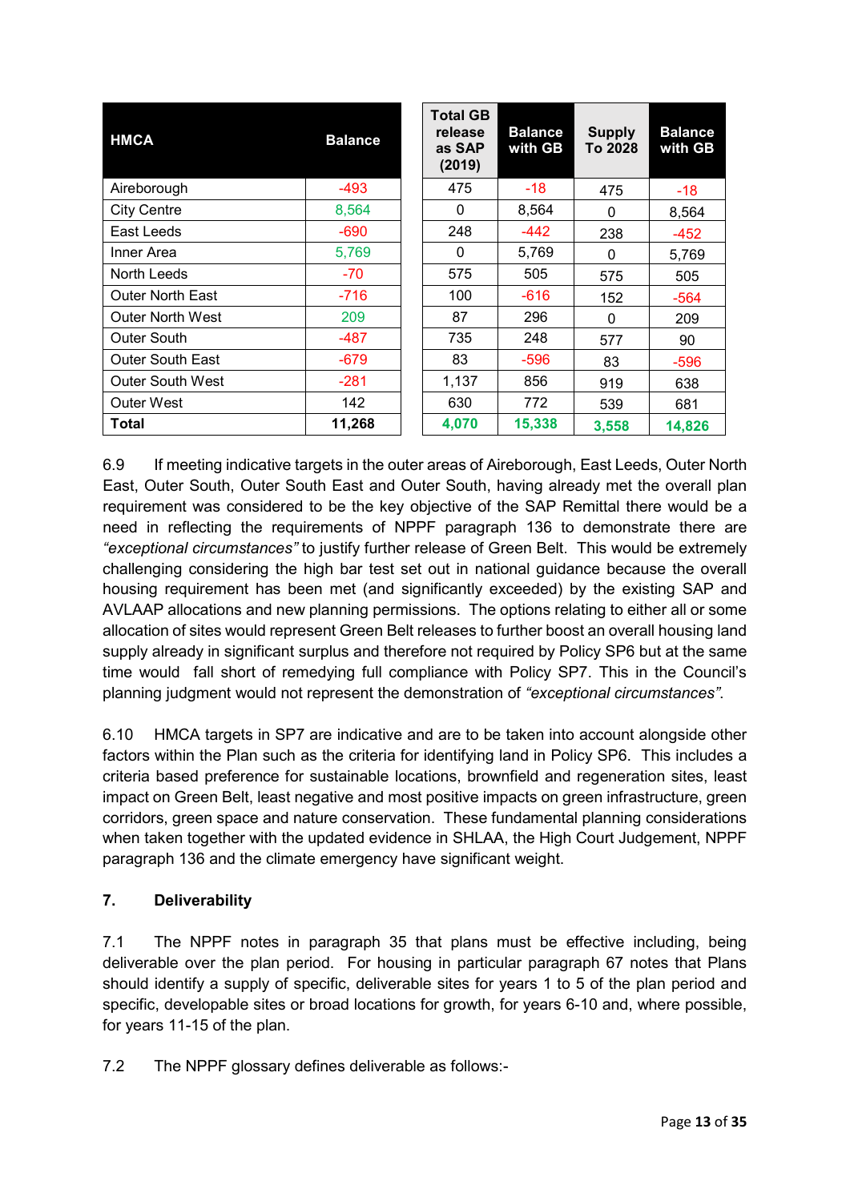| HMCA | Balance | Total GB release as SAP (2019) | Balance with GB | Supply To 2028 | Balance with GB |
|---|---|---|---|---|---|
| Aireborough | -493 | 475 | -18 | 475 | -18 |
| City Centre | 8,564 | 0 | 8,564 | 0 | 8,564 |
| East Leeds | -690 | 248 | -442 | 238 | -452 |
| Inner Area | 5,769 | 0 | 5,769 | 0 | 5,769 |
| North Leeds | -70 | 575 | 505 | 575 | 505 |
| Outer North East | -716 | 100 | -616 | 152 | -564 |
| Outer North West | 209 | 87 | 296 | 0 | 209 |
| Outer South | -487 | 735 | 248 | 577 | 90 |
| Outer South East | -679 | 83 | -596 | 83 | -596 |
| Outer South West | -281 | 1,137 | 856 | 919 | 638 |
| Outer West | 142 | 630 | 772 | 539 | 681 |
| **Total** | **11,268** | **4,070** | **15,338** | **3,558** | **14,826** |

6.9 If meeting indicative targets in the outer areas of Aireborough, East Leeds, Outer North East, Outer South, Outer South East and Outer South, having already met the overall plan requirement was considered to be the key objective of the SAP Remittal there would be a need in reflecting the requirements of NPPF paragraph 136 to demonstrate there are *"exceptional circumstances"* to justify further release of Green Belt. This would be extremely challenging considering the high bar test set out in national guidance because the overall housing requirement has been met (and significantly exceeded) by the existing SAP and AVLAAP allocations and new planning permissions. The options relating to either all or some allocation of sites would represent Green Belt releases to further boost an overall housing land supply already in significant surplus and therefore not required by Policy SP6 but at the same time would fall short of remedying full compliance with Policy SP7. This in the Council's planning judgment would not represent the demonstration of *"exceptional circumstances"*.

6.10 HMCA targets in SP7 are indicative and are to be taken into account alongside other factors within the Plan such as the criteria for identifying land in Policy SP6. This includes a criteria based preference for sustainable locations, brownfield and regeneration sites, least impact on Green Belt, least negative and most positive impacts on green infrastructure, green corridors, green space and nature conservation. These fundamental planning considerations when taken together with the updated evidence in SHLAA, the High Court Judgement, NPPF paragraph 136 and the climate emergency have significant weight.

## 7. Deliverability

7.1 The NPPF notes in paragraph 35 that plans must be effective including, being deliverable over the plan period. For housing in particular paragraph 67 notes that Plans should identify a supply of specific, deliverable sites for years 1 to 5 of the plan period and specific, developable sites or broad locations for growth, for years 6-10 and, where possible, for years 11-15 of the plan.

7.2 The NPPF glossary defines deliverable as follows:-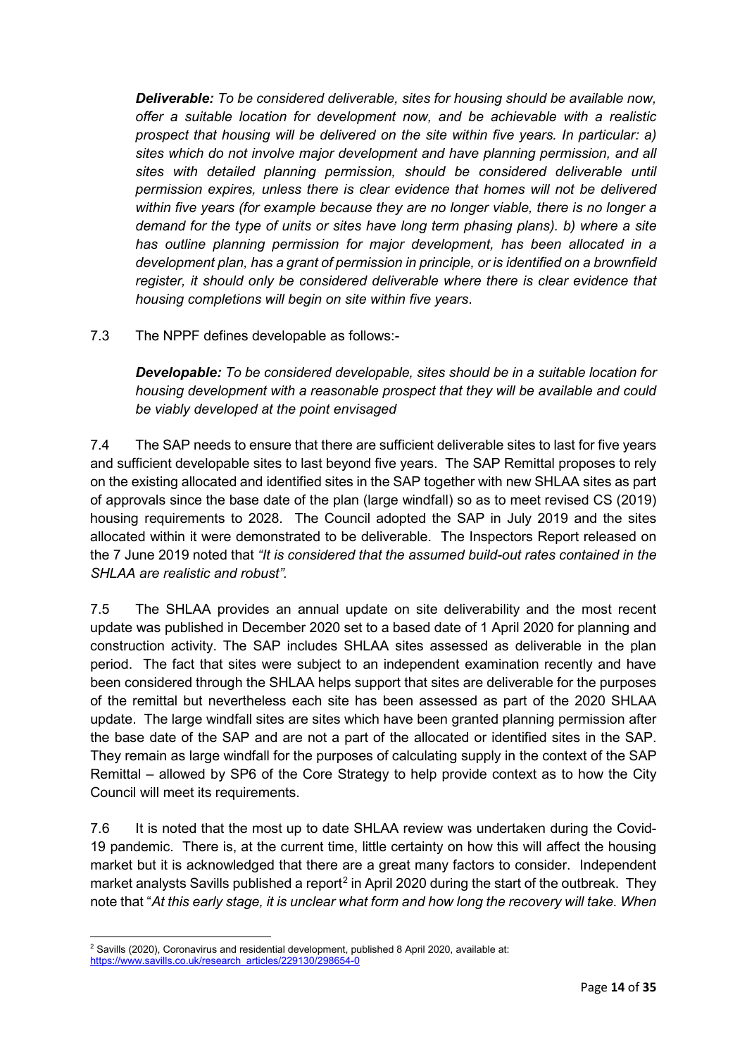*__Deliverable:__ To be considered deliverable, sites for housing should be available now, offer a suitable location for development now, and be achievable with a realistic prospect that housing will be delivered on the site within five years. In particular: a) sites which do not involve major development and have planning permission, and all sites with detailed planning permission, should be considered deliverable until permission expires, unless there is clear evidence that homes will not be delivered within five years (for example because they are no longer viable, there is no longer a demand for the type of units or sites have long term phasing plans). b) where a site has outline planning permission for major development, has been allocated in a development plan, has a grant of permission in principle, or is identified on a brownfield register, it should only be considered deliverable where there is clear evidence that housing completions will begin on site within five years.*

7.3 The NPPF defines developable as follows:-

*__Developable:__ To be considered developable, sites should be in a suitable location for housing development with a reasonable prospect that they will be available and could be viably developed at the point envisaged*

7.4 The SAP needs to ensure that there are sufficient deliverable sites to last for five years and sufficient developable sites to last beyond five years. The SAP Remittal proposes to rely on the existing allocated and identified sites in the SAP together with new SHLAA sites as part of approvals since the base date of the plan (large windfall) so as to meet revised CS (2019) housing requirements to 2028. The Council adopted the SAP in July 2019 and the sites allocated within it were demonstrated to be deliverable. The Inspectors Report released on the 7 June 2019 noted that *"It is considered that the assumed build-out rates contained in the SHLAA are realistic and robust".*

7.5 The SHLAA provides an annual update on site deliverability and the most recent update was published in December 2020 set to a based date of 1 April 2020 for planning and construction activity. The SAP includes SHLAA sites assessed as deliverable in the plan period. The fact that sites were subject to an independent examination recently and have been considered through the SHLAA helps support that sites are deliverable for the purposes of the remittal but nevertheless each site has been assessed as part of the 2020 SHLAA update. The large windfall sites are sites which have been granted planning permission after the base date of the SAP and are not a part of the allocated or identified sites in the SAP. They remain as large windfall for the purposes of calculating supply in the context of the SAP Remittal – allowed by SP6 of the Core Strategy to help provide context as to how the City Council will meet its requirements.

7.6 It is noted that the most up to date SHLAA review was undertaken during the Covid-19 pandemic. There is, at the current time, little certainty on how this will affect the housing market but it is acknowledged that there are a great many factors to consider. Independent market analysts Savills published a report[2] in April 2020 during the start of the outbreak. They note that "*At this early stage, it is unclear what form and how long the recovery will take. When*

[2] Savills (2020), Coronavirus and residential development, published 8 April 2020, available at: https://www.savills.co.uk/research_articles/229130/298654-0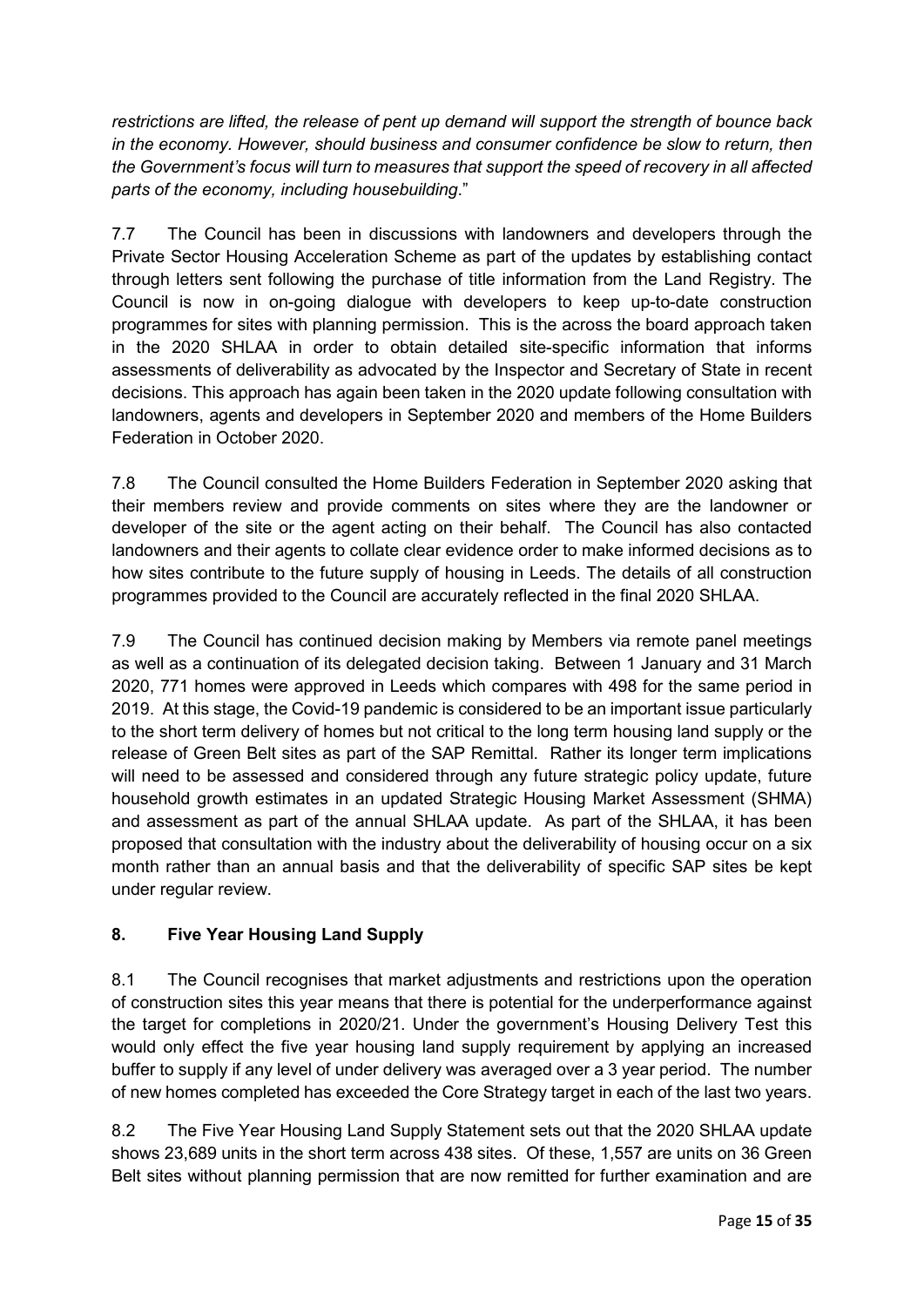*restrictions are lifted, the release of pent up demand will support the strength of bounce back in the economy. However, should business and consumer confidence be slow to return, then the Government's focus will turn to measures that support the speed of recovery in all affected parts of the economy, including housebuilding.*"

7.7 The Council has been in discussions with landowners and developers through the Private Sector Housing Acceleration Scheme as part of the updates by establishing contact through letters sent following the purchase of title information from the Land Registry. The Council is now in on-going dialogue with developers to keep up-to-date construction programmes for sites with planning permission. This is the across the board approach taken in the 2020 SHLAA in order to obtain detailed site-specific information that informs assessments of deliverability as advocated by the Inspector and Secretary of State in recent decisions. This approach has again been taken in the 2020 update following consultation with landowners, agents and developers in September 2020 and members of the Home Builders Federation in October 2020.

7.8 The Council consulted the Home Builders Federation in September 2020 asking that their members review and provide comments on sites where they are the landowner or developer of the site or the agent acting on their behalf. The Council has also contacted landowners and their agents to collate clear evidence order to make informed decisions as to how sites contribute to the future supply of housing in Leeds. The details of all construction programmes provided to the Council are accurately reflected in the final 2020 SHLAA.

7.9 The Council has continued decision making by Members via remote panel meetings as well as a continuation of its delegated decision taking. Between 1 January and 31 March 2020, 771 homes were approved in Leeds which compares with 498 for the same period in 2019. At this stage, the Covid-19 pandemic is considered to be an important issue particularly to the short term delivery of homes but not critical to the long term housing land supply or the release of Green Belt sites as part of the SAP Remittal. Rather its longer term implications will need to be assessed and considered through any future strategic policy update, future household growth estimates in an updated Strategic Housing Market Assessment (SHMA) and assessment as part of the annual SHLAA update. As part of the SHLAA, it has been proposed that consultation with the industry about the deliverability of housing occur on a six month rather than an annual basis and that the deliverability of specific SAP sites be kept under regular review.

## 8. Five Year Housing Land Supply

8.1 The Council recognises that market adjustments and restrictions upon the operation of construction sites this year means that there is potential for the underperformance against the target for completions in 2020/21. Under the government's Housing Delivery Test this would only effect the five year housing land supply requirement by applying an increased buffer to supply if any level of under delivery was averaged over a 3 year period. The number of new homes completed has exceeded the Core Strategy target in each of the last two years.

8.2 The Five Year Housing Land Supply Statement sets out that the 2020 SHLAA update shows 23,689 units in the short term across 438 sites. Of these, 1,557 are units on 36 Green Belt sites without planning permission that are now remitted for further examination and are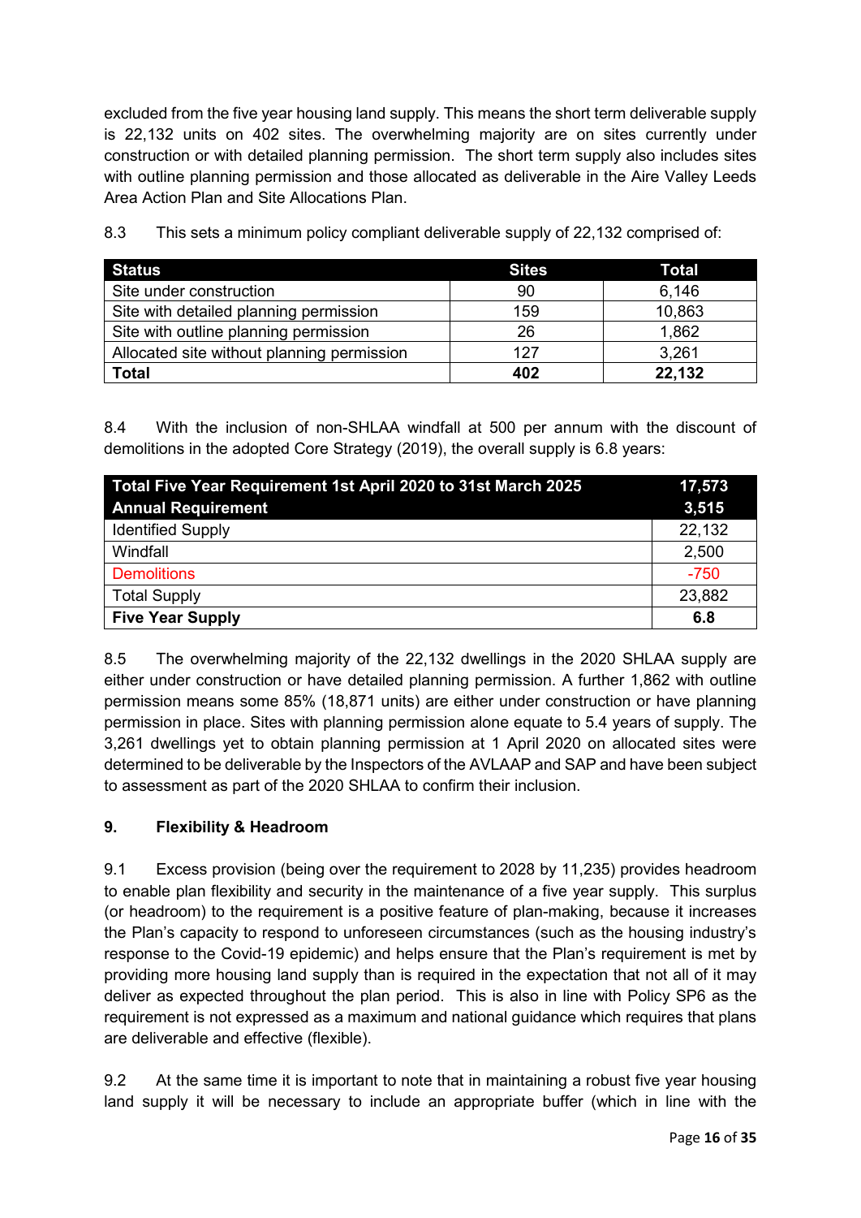excluded from the five year housing land supply. This means the short term deliverable supply is 22,132 units on 402 sites. The overwhelming majority are on sites currently under construction or with detailed planning permission. The short term supply also includes sites with outline planning permission and those allocated as deliverable in the Aire Valley Leeds Area Action Plan and Site Allocations Plan.

8.3 This sets a minimum policy compliant deliverable supply of 22,132 comprised of:

| Status | Sites | Total |
|---|---|---|
| Site under construction | 90 | 6,146 |
| Site with detailed planning permission | 159 | 10,863 |
| Site with outline planning permission | 26 | 1,862 |
| Allocated site without planning permission | 127 | 3,261 |
| **Total** | **402** | **22,132** |

8.4 With the inclusion of non-SHLAA windfall at 500 per annum with the discount of demolitions in the adopted Core Strategy (2019), the overall supply is 6.8 years:

| Total Five Year Requirement 1st April 2020 to 31st March 2025<br>Annual Requirement | 17,573<br>3,515 |
|---|---|
| Identified Supply | 22,132 |
| Windfall | 2,500 |
| Demolitions | -750 |
| Total Supply | 23,882 |
| **Five Year Supply** | **6.8** |

8.5 The overwhelming majority of the 22,132 dwellings in the 2020 SHLAA supply are either under construction or have detailed planning permission. A further 1,862 with outline permission means some 85% (18,871 units) are either under construction or have planning permission in place. Sites with planning permission alone equate to 5.4 years of supply. The 3,261 dwellings yet to obtain planning permission at 1 April 2020 on allocated sites were determined to be deliverable by the Inspectors of the AVLAAP and SAP and have been subject to assessment as part of the 2020 SHLAA to confirm their inclusion.

## 9. Flexibility & Headroom

9.1 Excess provision (being over the requirement to 2028 by 11,235) provides headroom to enable plan flexibility and security in the maintenance of a five year supply. This surplus (or headroom) to the requirement is a positive feature of plan-making, because it increases the Plan's capacity to respond to unforeseen circumstances (such as the housing industry's response to the Covid-19 epidemic) and helps ensure that the Plan's requirement is met by providing more housing land supply than is required in the expectation that not all of it may deliver as expected throughout the plan period. This is also in line with Policy SP6 as the requirement is not expressed as a maximum and national guidance which requires that plans are deliverable and effective (flexible).

9.2 At the same time it is important to note that in maintaining a robust five year housing land supply it will be necessary to include an appropriate buffer (which in line with the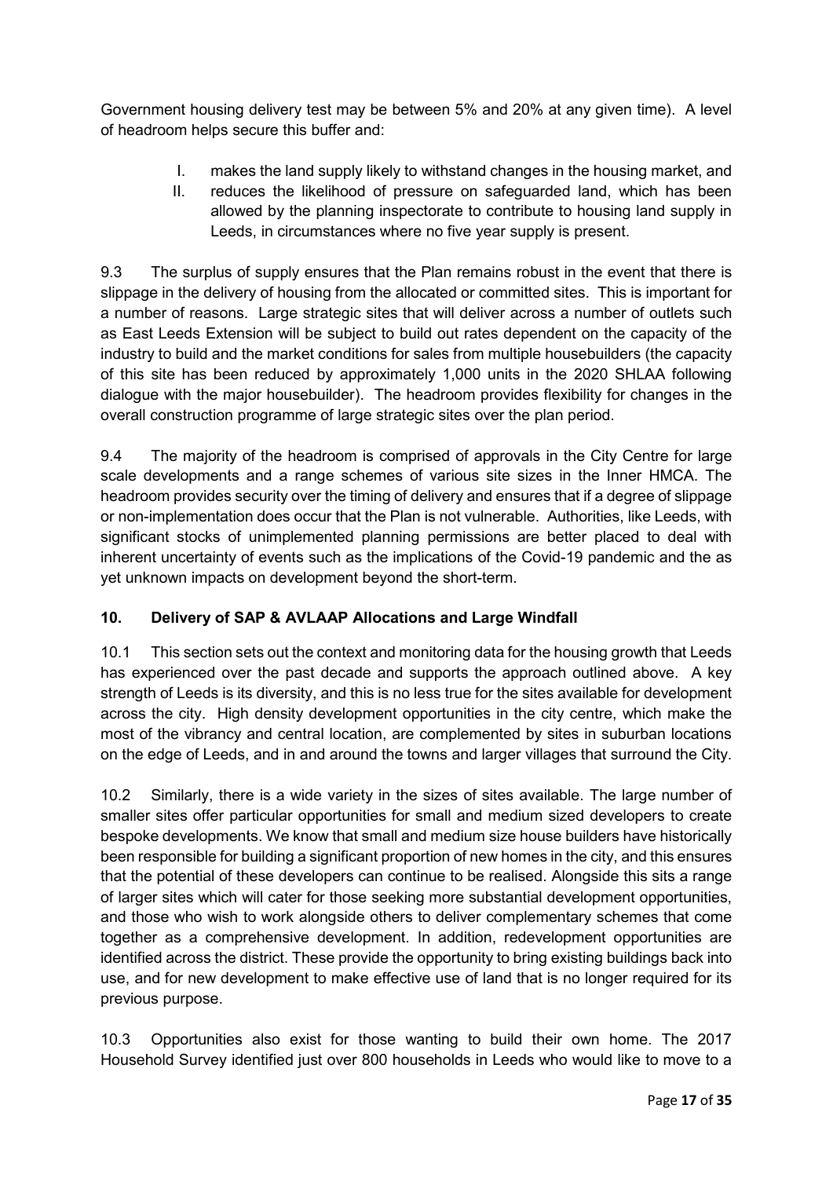Government housing delivery test may be between 5% and 20% at any given time). A level of headroom helps secure this buffer and:

I. makes the land supply likely to withstand changes in the housing market, and
II. reduces the likelihood of pressure on safeguarded land, which has been allowed by the planning inspectorate to contribute to housing land supply in Leeds, in circumstances where no five year supply is present.

9.3 The surplus of supply ensures that the Plan remains robust in the event that there is slippage in the delivery of housing from the allocated or committed sites. This is important for a number of reasons. Large strategic sites that will deliver across a number of outlets such as East Leeds Extension will be subject to build out rates dependent on the capacity of the industry to build and the market conditions for sales from multiple housebuilders (the capacity of this site has been reduced by approximately 1,000 units in the 2020 SHLAA following dialogue with the major housebuilder). The headroom provides flexibility for changes in the overall construction programme of large strategic sites over the plan period.

9.4 The majority of the headroom is comprised of approvals in the City Centre for large scale developments and a range schemes of various site sizes in the Inner HMCA. The headroom provides security over the timing of delivery and ensures that if a degree of slippage or non-implementation does occur that the Plan is not vulnerable. Authorities, like Leeds, with significant stocks of unimplemented planning permissions are better placed to deal with inherent uncertainty of events such as the implications of the Covid-19 pandemic and the as yet unknown impacts on development beyond the short-term.

## 10. Delivery of SAP & AVLAAP Allocations and Large Windfall

10.1 This section sets out the context and monitoring data for the housing growth that Leeds has experienced over the past decade and supports the approach outlined above. A key strength of Leeds is its diversity, and this is no less true for the sites available for development across the city. High density development opportunities in the city centre, which make the most of the vibrancy and central location, are complemented by sites in suburban locations on the edge of Leeds, and in and around the towns and larger villages that surround the City.

10.2 Similarly, there is a wide variety in the sizes of sites available. The large number of smaller sites offer particular opportunities for small and medium sized developers to create bespoke developments. We know that small and medium size house builders have historically been responsible for building a significant proportion of new homes in the city, and this ensures that the potential of these developers can continue to be realised. Alongside this sits a range of larger sites which will cater for those seeking more substantial development opportunities, and those who wish to work alongside others to deliver complementary schemes that come together as a comprehensive development. In addition, redevelopment opportunities are identified across the district. These provide the opportunity to bring existing buildings back into use, and for new development to make effective use of land that is no longer required for its previous purpose.

10.3 Opportunities also exist for those wanting to build their own home. The 2017 Household Survey identified just over 800 households in Leeds who would like to move to a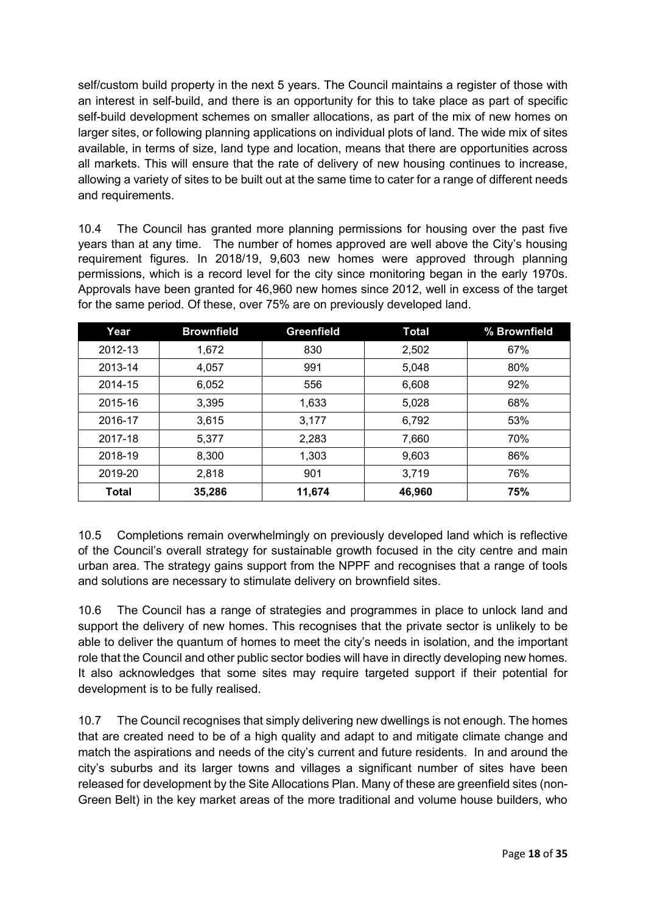self/custom build property in the next 5 years. The Council maintains a register of those with an interest in self-build, and there is an opportunity for this to take place as part of specific self-build development schemes on smaller allocations, as part of the mix of new homes on larger sites, or following planning applications on individual plots of land. The wide mix of sites available, in terms of size, land type and location, means that there are opportunities across all markets. This will ensure that the rate of delivery of new housing continues to increase, allowing a variety of sites to be built out at the same time to cater for a range of different needs and requirements.

10.4 The Council has granted more planning permissions for housing over the past five years than at any time. The number of homes approved are well above the City's housing requirement figures. In 2018/19, 9,603 new homes were approved through planning permissions, which is a record level for the city since monitoring began in the early 1970s. Approvals have been granted for 46,960 new homes since 2012, well in excess of the target for the same period. Of these, over 75% are on previously developed land.

| Year | Brownfield | Greenfield | Total | % Brownfield |
|---|---|---|---|---|
| 2012-13 | 1,672 | 830 | 2,502 | 67% |
| 2013-14 | 4,057 | 991 | 5,048 | 80% |
| 2014-15 | 6,052 | 556 | 6,608 | 92% |
| 2015-16 | 3,395 | 1,633 | 5,028 | 68% |
| 2016-17 | 3,615 | 3,177 | 6,792 | 53% |
| 2017-18 | 5,377 | 2,283 | 7,660 | 70% |
| 2018-19 | 8,300 | 1,303 | 9,603 | 86% |
| 2019-20 | 2,818 | 901 | 3,719 | 76% |
| **Total** | **35,286** | **11,674** | **46,960** | **75%** |

10.5 Completions remain overwhelmingly on previously developed land which is reflective of the Council's overall strategy for sustainable growth focused in the city centre and main urban area. The strategy gains support from the NPPF and recognises that a range of tools and solutions are necessary to stimulate delivery on brownfield sites.

10.6 The Council has a range of strategies and programmes in place to unlock land and support the delivery of new homes. This recognises that the private sector is unlikely to be able to deliver the quantum of homes to meet the city's needs in isolation, and the important role that the Council and other public sector bodies will have in directly developing new homes. It also acknowledges that some sites may require targeted support if their potential for development is to be fully realised.

10.7 The Council recognises that simply delivering new dwellings is not enough. The homes that are created need to be of a high quality and adapt to and mitigate climate change and match the aspirations and needs of the city's current and future residents. In and around the city's suburbs and its larger towns and villages a significant number of sites have been released for development by the Site Allocations Plan. Many of these are greenfield sites (non-Green Belt) in the key market areas of the more traditional and volume house builders, who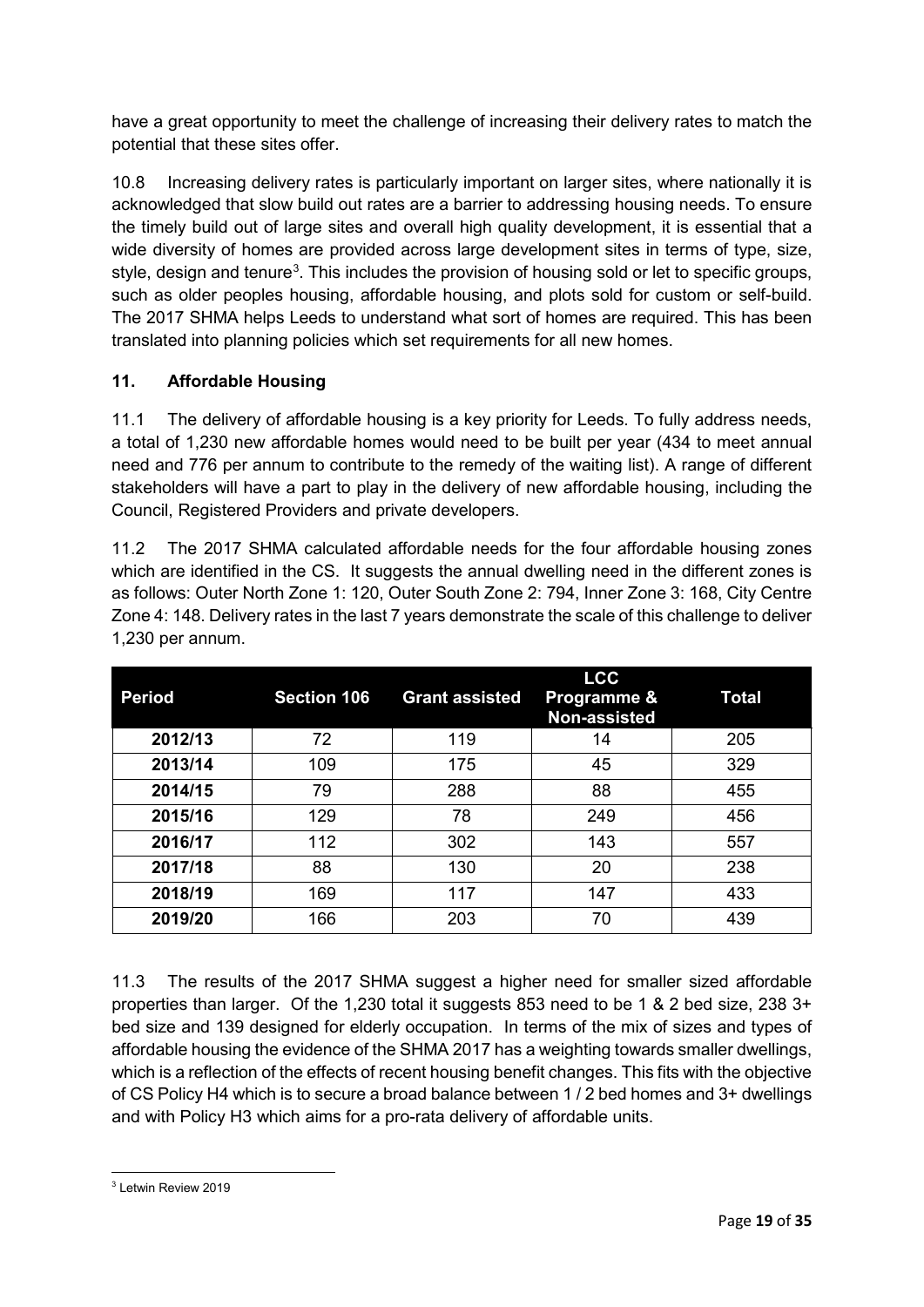have a great opportunity to meet the challenge of increasing their delivery rates to match the potential that these sites offer.

10.8 Increasing delivery rates is particularly important on larger sites, where nationally it is acknowledged that slow build out rates are a barrier to addressing housing needs. To ensure the timely build out of large sites and overall high quality development, it is essential that a wide diversity of homes are provided across large development sites in terms of type, size, style, design and tenure[3]. This includes the provision of housing sold or let to specific groups, such as older peoples housing, affordable housing, and plots sold for custom or self-build. The 2017 SHMA helps Leeds to understand what sort of homes are required. This has been translated into planning policies which set requirements for all new homes.

## 11. Affordable Housing

11.1 The delivery of affordable housing is a key priority for Leeds. To fully address needs, a total of 1,230 new affordable homes would need to be built per year (434 to meet annual need and 776 per annum to contribute to the remedy of the waiting list). A range of different stakeholders will have a part to play in the delivery of new affordable housing, including the Council, Registered Providers and private developers.

11.2 The 2017 SHMA calculated affordable needs for the four affordable housing zones which are identified in the CS. It suggests the annual dwelling need in the different zones is as follows: Outer North Zone 1: 120, Outer South Zone 2: 794, Inner Zone 3: 168, City Centre Zone 4: 148. Delivery rates in the last 7 years demonstrate the scale of this challenge to deliver 1,230 per annum.

| Period | Section 106 | Grant assisted | LCC Programme & Non-assisted | Total |
|---|---|---|---|---|
| 2012/13 | 72 | 119 | 14 | 205 |
| 2013/14 | 109 | 175 | 45 | 329 |
| 2014/15 | 79 | 288 | 88 | 455 |
| 2015/16 | 129 | 78 | 249 | 456 |
| 2016/17 | 112 | 302 | 143 | 557 |
| 2017/18 | 88 | 130 | 20 | 238 |
| 2018/19 | 169 | 117 | 147 | 433 |
| 2019/20 | 166 | 203 | 70 | 439 |

11.3 The results of the 2017 SHMA suggest a higher need for smaller sized affordable properties than larger. Of the 1,230 total it suggests 853 need to be 1 & 2 bed size, 238 3+ bed size and 139 designed for elderly occupation. In terms of the mix of sizes and types of affordable housing the evidence of the SHMA 2017 has a weighting towards smaller dwellings, which is a reflection of the effects of recent housing benefit changes. This fits with the objective of CS Policy H4 which is to secure a broad balance between 1 / 2 bed homes and 3+ dwellings and with Policy H3 which aims for a pro-rata delivery of affordable units.

[3] Letwin Review 2019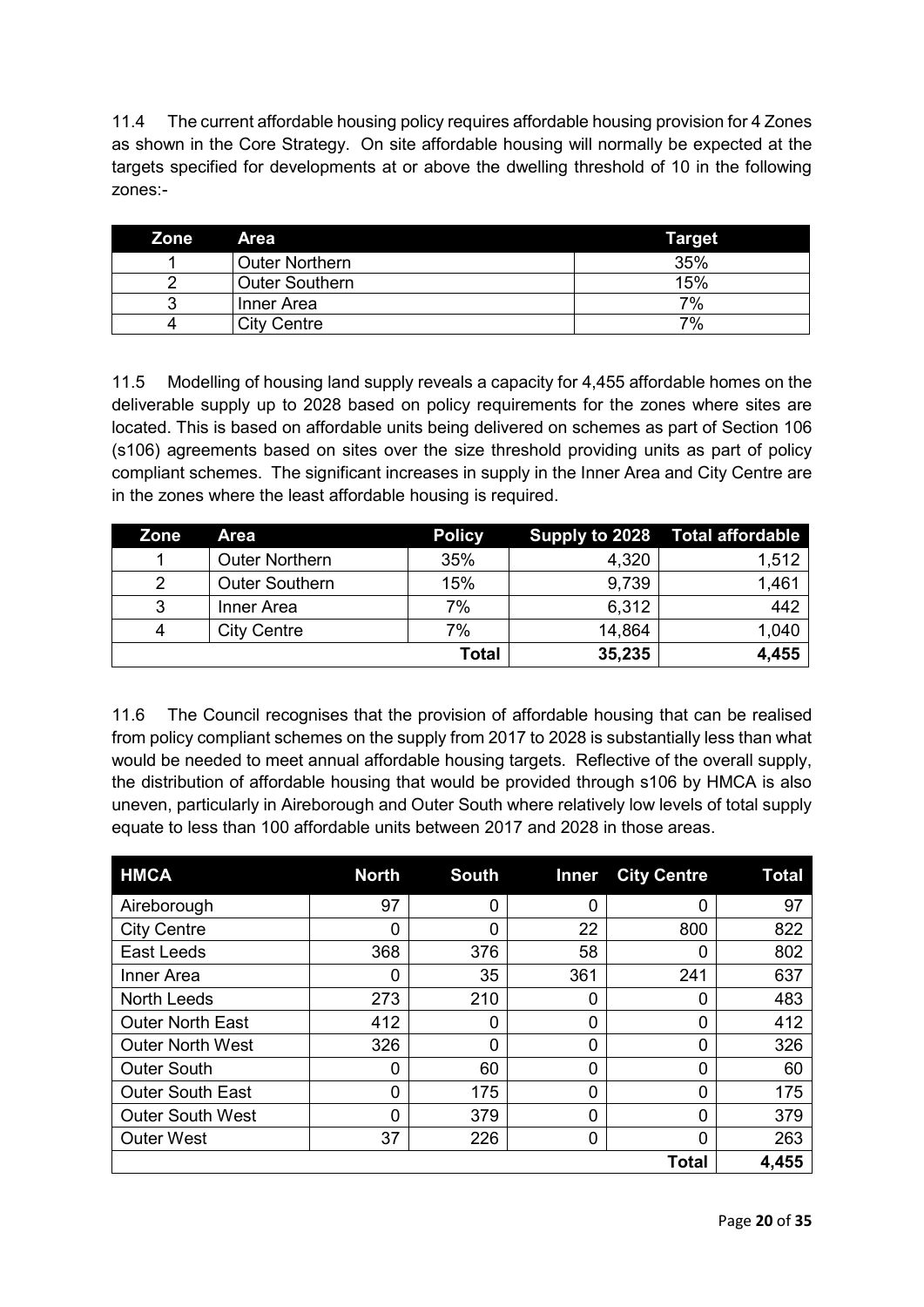11.4 The current affordable housing policy requires affordable housing provision for 4 Zones as shown in the Core Strategy. On site affordable housing will normally be expected at the targets specified for developments at or above the dwelling threshold of 10 in the following zones:-

| Zone | Area | Target |
|---|---|---|
| 1 | Outer Northern | 35% |
| 2 | Outer Southern | 15% |
| 3 | Inner Area | 7% |
| 4 | City Centre | 7% |

11.5 Modelling of housing land supply reveals a capacity for 4,455 affordable homes on the deliverable supply up to 2028 based on policy requirements for the zones where sites are located. This is based on affordable units being delivered on schemes as part of Section 106 (s106) agreements based on sites over the size threshold providing units as part of policy compliant schemes. The significant increases in supply in the Inner Area and City Centre are in the zones where the least affordable housing is required.

| Zone | Area | Policy | Supply to 2028 | Total affordable |
|---|---|---|---|---|
| 1 | Outer Northern | 35% | 4,320 | 1,512 |
| 2 | Outer Southern | 15% | 9,739 | 1,461 |
| 3 | Inner Area | 7% | 6,312 | 442 |
| 4 | City Centre | 7% | 14,864 | 1,040 |
| | | **Total** | **35,235** | **4,455** |

11.6 The Council recognises that the provision of affordable housing that can be realised from policy compliant schemes on the supply from 2017 to 2028 is substantially less than what would be needed to meet annual affordable housing targets. Reflective of the overall supply, the distribution of affordable housing that would be provided through s106 by HMCA is also uneven, particularly in Aireborough and Outer South where relatively low levels of total supply equate to less than 100 affordable units between 2017 and 2028 in those areas.

| HMCA | North | South | Inner | City Centre | Total |
|---|---|---|---|---|---|
| Aireborough | 97 | 0 | 0 | 0 | 97 |
| City Centre | 0 | 0 | 22 | 800 | 822 |
| East Leeds | 368 | 376 | 58 | 0 | 802 |
| Inner Area | 0 | 35 | 361 | 241 | 637 |
| North Leeds | 273 | 210 | 0 | 0 | 483 |
| Outer North East | 412 | 0 | 0 | 0 | 412 |
| Outer North West | 326 | 0 | 0 | 0 | 326 |
| Outer South | 0 | 60 | 0 | 0 | 60 |
| Outer South East | 0 | 175 | 0 | 0 | 175 |
| Outer South West | 0 | 379 | 0 | 0 | 379 |
| Outer West | 37 | 226 | 0 | 0 | 263 |
| | | | | **Total** | **4,455** |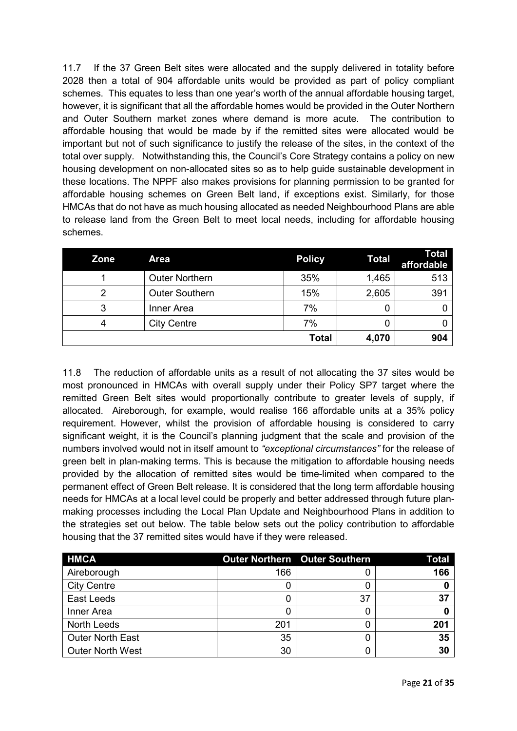11.7 If the 37 Green Belt sites were allocated and the supply delivered in totality before 2028 then a total of 904 affordable units would be provided as part of policy compliant schemes. This equates to less than one year's worth of the annual affordable housing target, however, it is significant that all the affordable homes would be provided in the Outer Northern and Outer Southern market zones where demand is more acute. The contribution to affordable housing that would be made by if the remitted sites were allocated would be important but not of such significance to justify the release of the sites, in the context of the total over supply. Notwithstanding this, the Council's Core Strategy contains a policy on new housing development on non-allocated sites so as to help guide sustainable development in these locations. The NPPF also makes provisions for planning permission to be granted for affordable housing schemes on Green Belt land, if exceptions exist. Similarly, for those HMCAs that do not have as much housing allocated as needed Neighbourhood Plans are able to release land from the Green Belt to meet local needs, including for affordable housing schemes.

| Zone | Area | Policy | Total | Total affordable |
|---|---|---|---|---|
| 1 | Outer Northern | 35% | 1,465 | 513 |
| 2 | Outer Southern | 15% | 2,605 | 391 |
| 3 | Inner Area | 7% | 0 | 0 |
| 4 | City Centre | 7% | 0 | 0 |
| | | **Total** | **4,070** | **904** |

11.8 The reduction of affordable units as a result of not allocating the 37 sites would be most pronounced in HMCAs with overall supply under their Policy SP7 target where the remitted Green Belt sites would proportionally contribute to greater levels of supply, if allocated. Aireborough, for example, would realise 166 affordable units at a 35% policy requirement. However, whilst the provision of affordable housing is considered to carry significant weight, it is the Council's planning judgment that the scale and provision of the numbers involved would not in itself amount to *"exceptional circumstances"* for the release of green belt in plan-making terms. This is because the mitigation to affordable housing needs provided by the allocation of remitted sites would be time-limited when compared to the permanent effect of Green Belt release. It is considered that the long term affordable housing needs for HMCAs at a local level could be properly and better addressed through future plan-making processes including the Local Plan Update and Neighbourhood Plans in addition to the strategies set out below. The table below sets out the policy contribution to affordable housing that the 37 remitted sites would have if they were released.

| HMCA | Outer Northern | Outer Southern | Total |
|---|---|---|---|
| Aireborough | 166 | 0 | **166** |
| City Centre | 0 | 0 | **0** |
| East Leeds | 0 | 37 | **37** |
| Inner Area | 0 | 0 | **0** |
| North Leeds | 201 | 0 | **201** |
| Outer North East | 35 | 0 | **35** |
| Outer North West | 30 | 0 | **30** |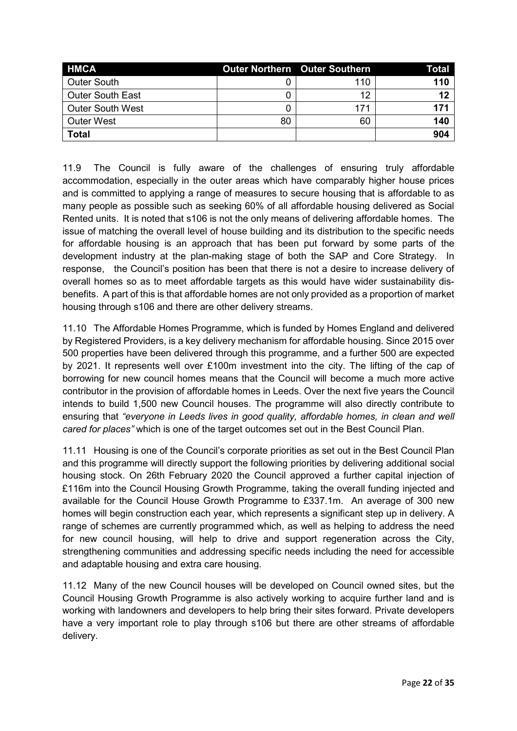| HMCA | Outer Northern | Outer Southern | Total |
|---|---|---|---|
| Outer South | 0 | 110 | **110** |
| Outer South East | 0 | 12 | **12** |
| Outer South West | 0 | 171 | **171** |
| Outer West | 80 | 60 | **140** |
| **Total** | | | **904** |

11.9 The Council is fully aware of the challenges of ensuring truly affordable accommodation, especially in the outer areas which have comparably higher house prices and is committed to applying a range of measures to secure housing that is affordable to as many people as possible such as seeking 60% of all affordable housing delivered as Social Rented units. It is noted that s106 is not the only means of delivering affordable homes. The issue of matching the overall level of house building and its distribution to the specific needs for affordable housing is an approach that has been put forward by some parts of the development industry at the plan-making stage of both the SAP and Core Strategy. In response, the Council's position has been that there is not a desire to increase delivery of overall homes so as to meet affordable targets as this would have wider sustainability dis-benefits. A part of this is that affordable homes are not only provided as a proportion of market housing through s106 and there are other delivery streams.

11.10 The Affordable Homes Programme, which is funded by Homes England and delivered by Registered Providers, is a key delivery mechanism for affordable housing. Since 2015 over 500 properties have been delivered through this programme, and a further 500 are expected by 2021. It represents well over £100m investment into the city. The lifting of the cap of borrowing for new council homes means that the Council will become a much more active contributor in the provision of affordable homes in Leeds. Over the next five years the Council intends to build 1,500 new Council houses. The programme will also directly contribute to ensuring that *"everyone in Leeds lives in good quality, affordable homes, in clean and well cared for places"* which is one of the target outcomes set out in the Best Council Plan.

11.11 Housing is one of the Council's corporate priorities as set out in the Best Council Plan and this programme will directly support the following priorities by delivering additional social housing stock. On 26th February 2020 the Council approved a further capital injection of £116m into the Council Housing Growth Programme, taking the overall funding injected and available for the Council House Growth Programme to £337.1m. An average of 300 new homes will begin construction each year, which represents a significant step up in delivery. A range of schemes are currently programmed which, as well as helping to address the need for new council housing, will help to drive and support regeneration across the City, strengthening communities and addressing specific needs including the need for accessible and adaptable housing and extra care housing.

11.12 Many of the new Council houses will be developed on Council owned sites, but the Council Housing Growth Programme is also actively working to acquire further land and is working with landowners and developers to help bring their sites forward. Private developers have a very important role to play through s106 but there are other streams of affordable delivery.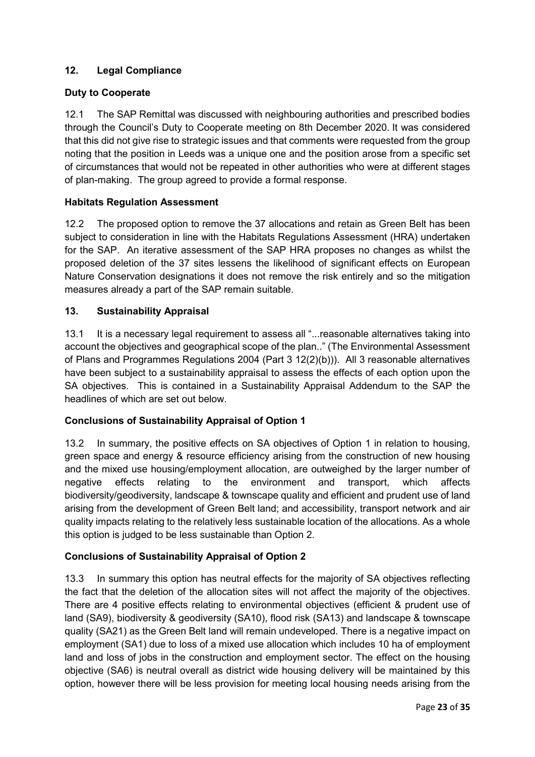## 12. Legal Compliance

### Duty to Cooperate

12.1 The SAP Remittal was discussed with neighbouring authorities and prescribed bodies through the Council's Duty to Cooperate meeting on 8th December 2020. It was considered that this did not give rise to strategic issues and that comments were requested from the group noting that the position in Leeds was a unique one and the position arose from a specific set of circumstances that would not be repeated in other authorities who were at different stages of plan-making. The group agreed to provide a formal response.

### Habitats Regulation Assessment

12.2 The proposed option to remove the 37 allocations and retain as Green Belt has been subject to consideration in line with the Habitats Regulations Assessment (HRA) undertaken for the SAP. An iterative assessment of the SAP HRA proposes no changes as whilst the proposed deletion of the 37 sites lessens the likelihood of significant effects on European Nature Conservation designations it does not remove the risk entirely and so the mitigation measures already a part of the SAP remain suitable.

## 13. Sustainability Appraisal

13.1 It is a necessary legal requirement to assess all "...reasonable alternatives taking into account the objectives and geographical scope of the plan.." (The Environmental Assessment of Plans and Programmes Regulations 2004 (Part 3 12(2)(b))). All 3 reasonable alternatives have been subject to a sustainability appraisal to assess the effects of each option upon the SA objectives. This is contained in a Sustainability Appraisal Addendum to the SAP the headlines of which are set out below.

### Conclusions of Sustainability Appraisal of Option 1

13.2 In summary, the positive effects on SA objectives of Option 1 in relation to housing, green space and energy & resource efficiency arising from the construction of new housing and the mixed use housing/employment allocation, are outweighed by the larger number of negative effects relating to the environment and transport, which affects biodiversity/geodiversity, landscape & townscape quality and efficient and prudent use of land arising from the development of Green Belt land; and accessibility, transport network and air quality impacts relating to the relatively less sustainable location of the allocations. As a whole this option is judged to be less sustainable than Option 2.

### Conclusions of Sustainability Appraisal of Option 2

13.3 In summary this option has neutral effects for the majority of SA objectives reflecting the fact that the deletion of the allocation sites will not affect the majority of the objectives. There are 4 positive effects relating to environmental objectives (efficient & prudent use of land (SA9), biodiversity & geodiversity (SA10), flood risk (SA13) and landscape & townscape quality (SA21) as the Green Belt land will remain undeveloped. There is a negative impact on employment (SA1) due to loss of a mixed use allocation which includes 10 ha of employment land and loss of jobs in the construction and employment sector. The effect on the housing objective (SA6) is neutral overall as district wide housing delivery will be maintained by this option, however there will be less provision for meeting local housing needs arising from the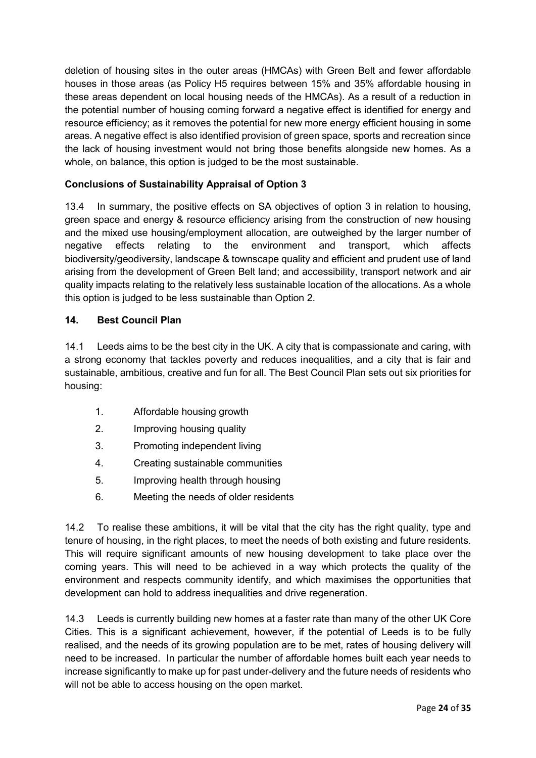deletion of housing sites in the outer areas (HMCAs) with Green Belt and fewer affordable houses in those areas (as Policy H5 requires between 15% and 35% affordable housing in these areas dependent on local housing needs of the HMCAs). As a result of a reduction in the potential number of housing coming forward a negative effect is identified for energy and resource efficiency; as it removes the potential for new more energy efficient housing in some areas. A negative effect is also identified provision of green space, sports and recreation since the lack of housing investment would not bring those benefits alongside new homes. As a whole, on balance, this option is judged to be the most sustainable.

**Conclusions of Sustainability Appraisal of Option 3**

13.4 In summary, the positive effects on SA objectives of option 3 in relation to housing, green space and energy & resource efficiency arising from the construction of new housing and the mixed use housing/employment allocation, are outweighed by the larger number of negative effects relating to the environment and transport, which affects biodiversity/geodiversity, landscape & townscape quality and efficient and prudent use of land arising from the development of Green Belt land; and accessibility, transport network and air quality impacts relating to the relatively less sustainable location of the allocations. As a whole this option is judged to be less sustainable than Option 2.

## 14. Best Council Plan

14.1 Leeds aims to be the best city in the UK. A city that is compassionate and caring, with a strong economy that tackles poverty and reduces inequalities, and a city that is fair and sustainable, ambitious, creative and fun for all. The Best Council Plan sets out six priorities for housing:

1. Affordable housing growth
2. Improving housing quality
3. Promoting independent living
4. Creating sustainable communities
5. Improving health through housing
6. Meeting the needs of older residents

14.2 To realise these ambitions, it will be vital that the city has the right quality, type and tenure of housing, in the right places, to meet the needs of both existing and future residents. This will require significant amounts of new housing development to take place over the coming years. This will need to be achieved in a way which protects the quality of the environment and respects community identify, and which maximises the opportunities that development can hold to address inequalities and drive regeneration.

14.3 Leeds is currently building new homes at a faster rate than many of the other UK Core Cities. This is a significant achievement, however, if the potential of Leeds is to be fully realised, and the needs of its growing population are to be met, rates of housing delivery will need to be increased. In particular the number of affordable homes built each year needs to increase significantly to make up for past under-delivery and the future needs of residents who will not be able to access housing on the open market.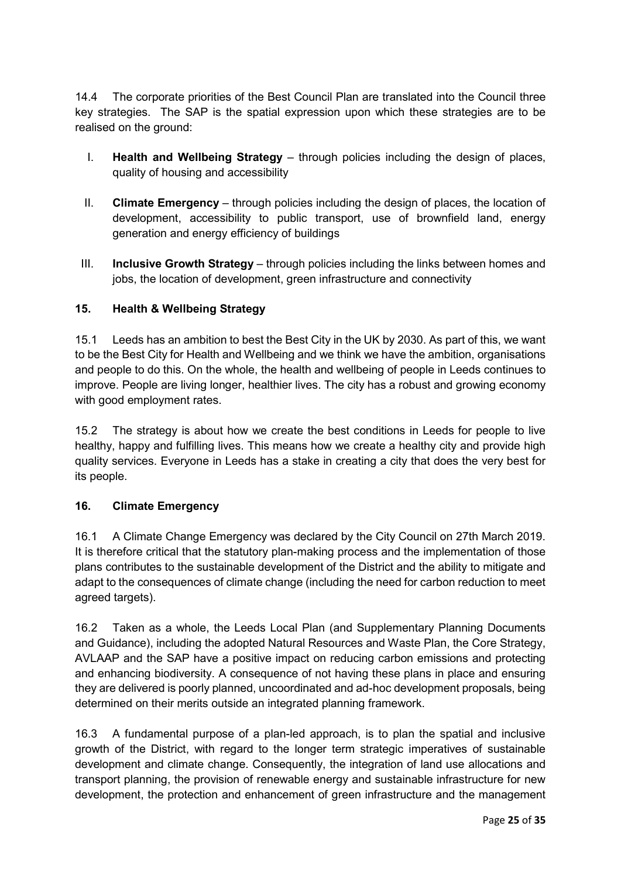14.4 The corporate priorities of the Best Council Plan are translated into the Council three key strategies. The SAP is the spatial expression upon which these strategies are to be realised on the ground:

I. **Health and Wellbeing Strategy** – through policies including the design of places, quality of housing and accessibility

II. **Climate Emergency** – through policies including the design of places, the location of development, accessibility to public transport, use of brownfield land, energy generation and energy efficiency of buildings

III. **Inclusive Growth Strategy** – through policies including the links between homes and jobs, the location of development, green infrastructure and connectivity

## 15. Health & Wellbeing Strategy

15.1 Leeds has an ambition to best the Best City in the UK by 2030. As part of this, we want to be the Best City for Health and Wellbeing and we think we have the ambition, organisations and people to do this. On the whole, the health and wellbeing of people in Leeds continues to improve. People are living longer, healthier lives. The city has a robust and growing economy with good employment rates.

15.2 The strategy is about how we create the best conditions in Leeds for people to live healthy, happy and fulfilling lives. This means how we create a healthy city and provide high quality services. Everyone in Leeds has a stake in creating a city that does the very best for its people.

## 16. Climate Emergency

16.1 A Climate Change Emergency was declared by the City Council on 27th March 2019. It is therefore critical that the statutory plan-making process and the implementation of those plans contributes to the sustainable development of the District and the ability to mitigate and adapt to the consequences of climate change (including the need for carbon reduction to meet agreed targets).

16.2 Taken as a whole, the Leeds Local Plan (and Supplementary Planning Documents and Guidance), including the adopted Natural Resources and Waste Plan, the Core Strategy, AVLAAP and the SAP have a positive impact on reducing carbon emissions and protecting and enhancing biodiversity. A consequence of not having these plans in place and ensuring they are delivered is poorly planned, uncoordinated and ad-hoc development proposals, being determined on their merits outside an integrated planning framework.

16.3 A fundamental purpose of a plan-led approach, is to plan the spatial and inclusive growth of the District, with regard to the longer term strategic imperatives of sustainable development and climate change. Consequently, the integration of land use allocations and transport planning, the provision of renewable energy and sustainable infrastructure for new development, the protection and enhancement of green infrastructure and the management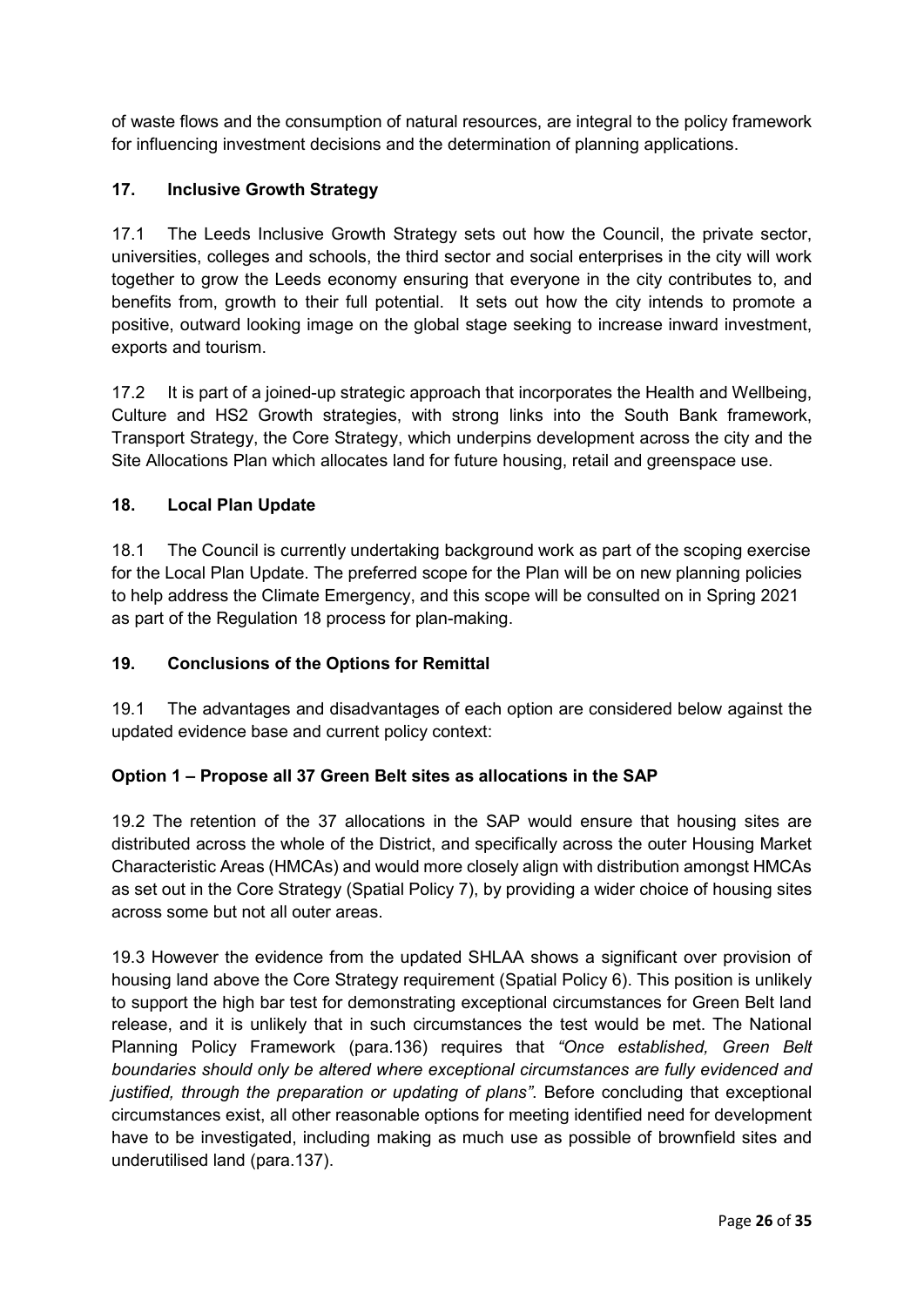of waste flows and the consumption of natural resources, are integral to the policy framework for influencing investment decisions and the determination of planning applications.

## 17. Inclusive Growth Strategy

17.1 The Leeds Inclusive Growth Strategy sets out how the Council, the private sector, universities, colleges and schools, the third sector and social enterprises in the city will work together to grow the Leeds economy ensuring that everyone in the city contributes to, and benefits from, growth to their full potential. It sets out how the city intends to promote a positive, outward looking image on the global stage seeking to increase inward investment, exports and tourism.

17.2 It is part of a joined-up strategic approach that incorporates the Health and Wellbeing, Culture and HS2 Growth strategies, with strong links into the South Bank framework, Transport Strategy, the Core Strategy, which underpins development across the city and the Site Allocations Plan which allocates land for future housing, retail and greenspace use.

## 18. Local Plan Update

18.1 The Council is currently undertaking background work as part of the scoping exercise for the Local Plan Update. The preferred scope for the Plan will be on new planning policies to help address the Climate Emergency, and this scope will be consulted on in Spring 2021 as part of the Regulation 18 process for plan-making.

## 19. Conclusions of the Options for Remittal

19.1 The advantages and disadvantages of each option are considered below against the updated evidence base and current policy context:

### Option 1 – Propose all 37 Green Belt sites as allocations in the SAP

19.2 The retention of the 37 allocations in the SAP would ensure that housing sites are distributed across the whole of the District, and specifically across the outer Housing Market Characteristic Areas (HMCAs) and would more closely align with distribution amongst HMCAs as set out in the Core Strategy (Spatial Policy 7), by providing a wider choice of housing sites across some but not all outer areas.

19.3 However the evidence from the updated SHLAA shows a significant over provision of housing land above the Core Strategy requirement (Spatial Policy 6). This position is unlikely to support the high bar test for demonstrating exceptional circumstances for Green Belt land release, and it is unlikely that in such circumstances the test would be met. The National Planning Policy Framework (para.136) requires that *"Once established, Green Belt boundaries should only be altered where exceptional circumstances are fully evidenced and justified, through the preparation or updating of plans"*. Before concluding that exceptional circumstances exist, all other reasonable options for meeting identified need for development have to be investigated, including making as much use as possible of brownfield sites and underutilised land (para.137).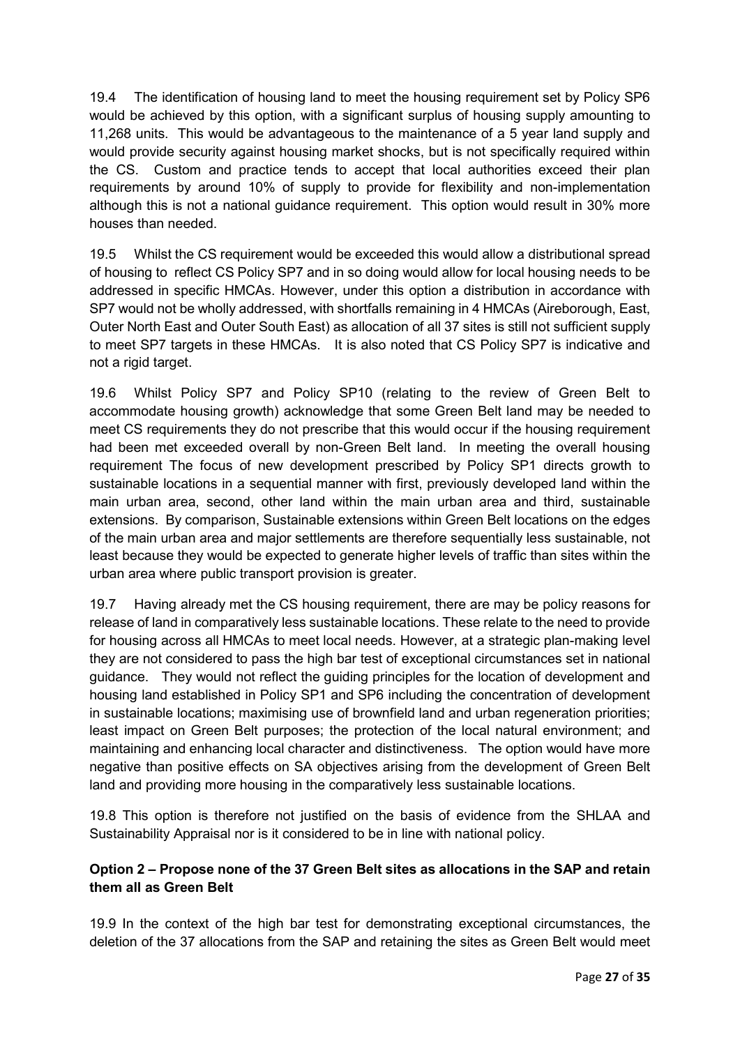19.4 The identification of housing land to meet the housing requirement set by Policy SP6 would be achieved by this option, with a significant surplus of housing supply amounting to 11,268 units. This would be advantageous to the maintenance of a 5 year land supply and would provide security against housing market shocks, but is not specifically required within the CS. Custom and practice tends to accept that local authorities exceed their plan requirements by around 10% of supply to provide for flexibility and non-implementation although this is not a national guidance requirement. This option would result in 30% more houses than needed.

19.5 Whilst the CS requirement would be exceeded this would allow a distributional spread of housing to reflect CS Policy SP7 and in so doing would allow for local housing needs to be addressed in specific HMCAs. However, under this option a distribution in accordance with SP7 would not be wholly addressed, with shortfalls remaining in 4 HMCAs (Aireborough, East, Outer North East and Outer South East) as allocation of all 37 sites is still not sufficient supply to meet SP7 targets in these HMCAs. It is also noted that CS Policy SP7 is indicative and not a rigid target.

19.6 Whilst Policy SP7 and Policy SP10 (relating to the review of Green Belt to accommodate housing growth) acknowledge that some Green Belt land may be needed to meet CS requirements they do not prescribe that this would occur if the housing requirement had been met exceeded overall by non-Green Belt land. In meeting the overall housing requirement The focus of new development prescribed by Policy SP1 directs growth to sustainable locations in a sequential manner with first, previously developed land within the main urban area, second, other land within the main urban area and third, sustainable extensions. By comparison, Sustainable extensions within Green Belt locations on the edges of the main urban area and major settlements are therefore sequentially less sustainable, not least because they would be expected to generate higher levels of traffic than sites within the urban area where public transport provision is greater.

19.7 Having already met the CS housing requirement, there are may be policy reasons for release of land in comparatively less sustainable locations. These relate to the need to provide for housing across all HMCAs to meet local needs. However, at a strategic plan-making level they are not considered to pass the high bar test of exceptional circumstances set in national guidance. They would not reflect the guiding principles for the location of development and housing land established in Policy SP1 and SP6 including the concentration of development in sustainable locations; maximising use of brownfield land and urban regeneration priorities; least impact on Green Belt purposes; the protection of the local natural environment; and maintaining and enhancing local character and distinctiveness. The option would have more negative than positive effects on SA objectives arising from the development of Green Belt land and providing more housing in the comparatively less sustainable locations.

19.8 This option is therefore not justified on the basis of evidence from the SHLAA and Sustainability Appraisal nor is it considered to be in line with national policy.

**Option 2 – Propose none of the 37 Green Belt sites as allocations in the SAP and retain them all as Green Belt**

19.9 In the context of the high bar test for demonstrating exceptional circumstances, the deletion of the 37 allocations from the SAP and retaining the sites as Green Belt would meet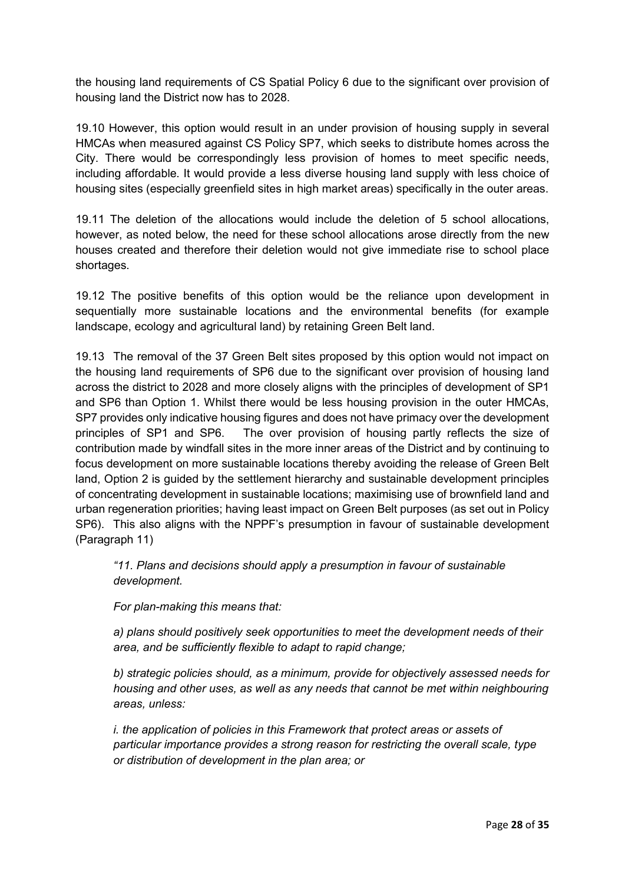the housing land requirements of CS Spatial Policy 6 due to the significant over provision of housing land the District now has to 2028.

19.10 However, this option would result in an under provision of housing supply in several HMCAs when measured against CS Policy SP7, which seeks to distribute homes across the City. There would be correspondingly less provision of homes to meet specific needs, including affordable. It would provide a less diverse housing land supply with less choice of housing sites (especially greenfield sites in high market areas) specifically in the outer areas.

19.11 The deletion of the allocations would include the deletion of 5 school allocations, however, as noted below, the need for these school allocations arose directly from the new houses created and therefore their deletion would not give immediate rise to school place shortages.

19.12 The positive benefits of this option would be the reliance upon development in sequentially more sustainable locations and the environmental benefits (for example landscape, ecology and agricultural land) by retaining Green Belt land.

19.13 The removal of the 37 Green Belt sites proposed by this option would not impact on the housing land requirements of SP6 due to the significant over provision of housing land across the district to 2028 and more closely aligns with the principles of development of SP1 and SP6 than Option 1. Whilst there would be less housing provision in the outer HMCAs, SP7 provides only indicative housing figures and does not have primacy over the development principles of SP1 and SP6. The over provision of housing partly reflects the size of contribution made by windfall sites in the more inner areas of the District and by continuing to focus development on more sustainable locations thereby avoiding the release of Green Belt land, Option 2 is guided by the settlement hierarchy and sustainable development principles of concentrating development in sustainable locations; maximising use of brownfield land and urban regeneration priorities; having least impact on Green Belt purposes (as set out in Policy SP6). This also aligns with the NPPF's presumption in favour of sustainable development (Paragraph 11)

> *"11. Plans and decisions should apply a presumption in favour of sustainable development.*
>
> *For plan-making this means that:*
>
> *a) plans should positively seek opportunities to meet the development needs of their area, and be sufficiently flexible to adapt to rapid change;*
>
> *b) strategic policies should, as a minimum, provide for objectively assessed needs for housing and other uses, as well as any needs that cannot be met within neighbouring areas, unless:*
>
> *i. the application of policies in this Framework that protect areas or assets of particular importance provides a strong reason for restricting the overall scale, type or distribution of development in the plan area; or*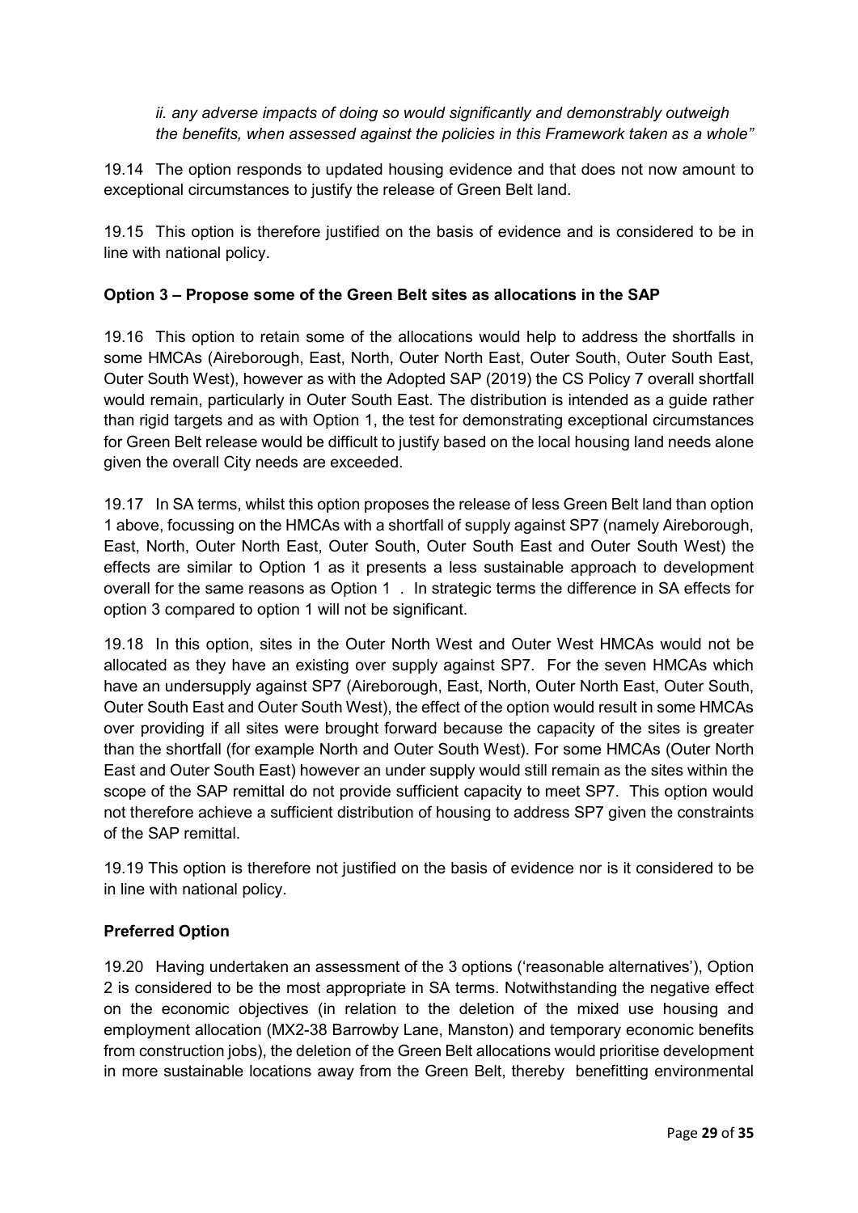*ii. any adverse impacts of doing so would significantly and demonstrably outweigh the benefits, when assessed against the policies in this Framework taken as a whole"*

19.14 The option responds to updated housing evidence and that does not now amount to exceptional circumstances to justify the release of Green Belt land.

19.15 This option is therefore justified on the basis of evidence and is considered to be in line with national policy.

**Option 3 – Propose some of the Green Belt sites as allocations in the SAP**

19.16 This option to retain some of the allocations would help to address the shortfalls in some HMCAs (Aireborough, East, North, Outer North East, Outer South, Outer South East, Outer South West), however as with the Adopted SAP (2019) the CS Policy 7 overall shortfall would remain, particularly in Outer South East. The distribution is intended as a guide rather than rigid targets and as with Option 1, the test for demonstrating exceptional circumstances for Green Belt release would be difficult to justify based on the local housing land needs alone given the overall City needs are exceeded.

19.17 In SA terms, whilst this option proposes the release of less Green Belt land than option 1 above, focussing on the HMCAs with a shortfall of supply against SP7 (namely Aireborough, East, North, Outer North East, Outer South, Outer South East and Outer South West) the effects are similar to Option 1 as it presents a less sustainable approach to development overall for the same reasons as Option 1 . In strategic terms the difference in SA effects for option 3 compared to option 1 will not be significant.

19.18 In this option, sites in the Outer North West and Outer West HMCAs would not be allocated as they have an existing over supply against SP7. For the seven HMCAs which have an undersupply against SP7 (Aireborough, East, North, Outer North East, Outer South, Outer South East and Outer South West), the effect of the option would result in some HMCAs over providing if all sites were brought forward because the capacity of the sites is greater than the shortfall (for example North and Outer South West). For some HMCAs (Outer North East and Outer South East) however an under supply would still remain as the sites within the scope of the SAP remittal do not provide sufficient capacity to meet SP7. This option would not therefore achieve a sufficient distribution of housing to address SP7 given the constraints of the SAP remittal.

19.19 This option is therefore not justified on the basis of evidence nor is it considered to be in line with national policy.

**Preferred Option**

19.20 Having undertaken an assessment of the 3 options ('reasonable alternatives'), Option 2 is considered to be the most appropriate in SA terms. Notwithstanding the negative effect on the economic objectives (in relation to the deletion of the mixed use housing and employment allocation (MX2-38 Barrowby Lane, Manston) and temporary economic benefits from construction jobs), the deletion of the Green Belt allocations would prioritise development in more sustainable locations away from the Green Belt, thereby benefitting environmental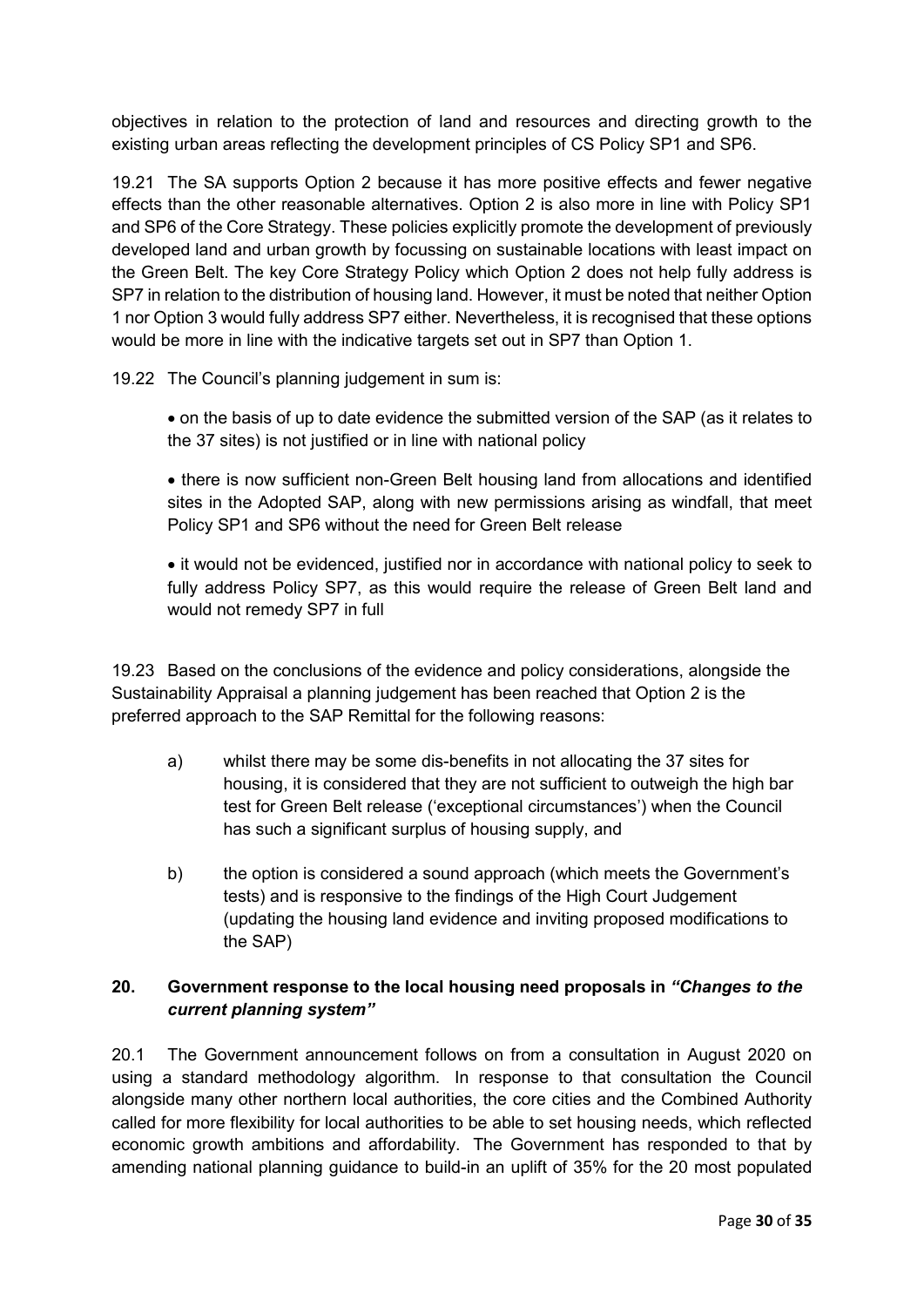objectives in relation to the protection of land and resources and directing growth to the existing urban areas reflecting the development principles of CS Policy SP1 and SP6.

19.21 The SA supports Option 2 because it has more positive effects and fewer negative effects than the other reasonable alternatives. Option 2 is also more in line with Policy SP1 and SP6 of the Core Strategy. These policies explicitly promote the development of previously developed land and urban growth by focussing on sustainable locations with least impact on the Green Belt. The key Core Strategy Policy which Option 2 does not help fully address is SP7 in relation to the distribution of housing land. However, it must be noted that neither Option 1 nor Option 3 would fully address SP7 either. Nevertheless, it is recognised that these options would be more in line with the indicative targets set out in SP7 than Option 1.

19.22 The Council's planning judgement in sum is:

- on the basis of up to date evidence the submitted version of the SAP (as it relates to the 37 sites) is not justified or in line with national policy

- there is now sufficient non-Green Belt housing land from allocations and identified sites in the Adopted SAP, along with new permissions arising as windfall, that meet Policy SP1 and SP6 without the need for Green Belt release

- it would not be evidenced, justified nor in accordance with national policy to seek to fully address Policy SP7, as this would require the release of Green Belt land and would not remedy SP7 in full

19.23 Based on the conclusions of the evidence and policy considerations, alongside the Sustainability Appraisal a planning judgement has been reached that Option 2 is the preferred approach to the SAP Remittal for the following reasons:

a) whilst there may be some dis-benefits in not allocating the 37 sites for housing, it is considered that they are not sufficient to outweigh the high bar test for Green Belt release ('exceptional circumstances') when the Council has such a significant surplus of housing supply, and

b) the option is considered a sound approach (which meets the Government's tests) and is responsive to the findings of the High Court Judgement (updating the housing land evidence and inviting proposed modifications to the SAP)

## 20. Government response to the local housing need proposals in *"Changes to the current planning system"*

20.1 The Government announcement follows on from a consultation in August 2020 on using a standard methodology algorithm. In response to that consultation the Council alongside many other northern local authorities, the core cities and the Combined Authority called for more flexibility for local authorities to be able to set housing needs, which reflected economic growth ambitions and affordability. The Government has responded to that by amending national planning guidance to build-in an uplift of 35% for the 20 most populated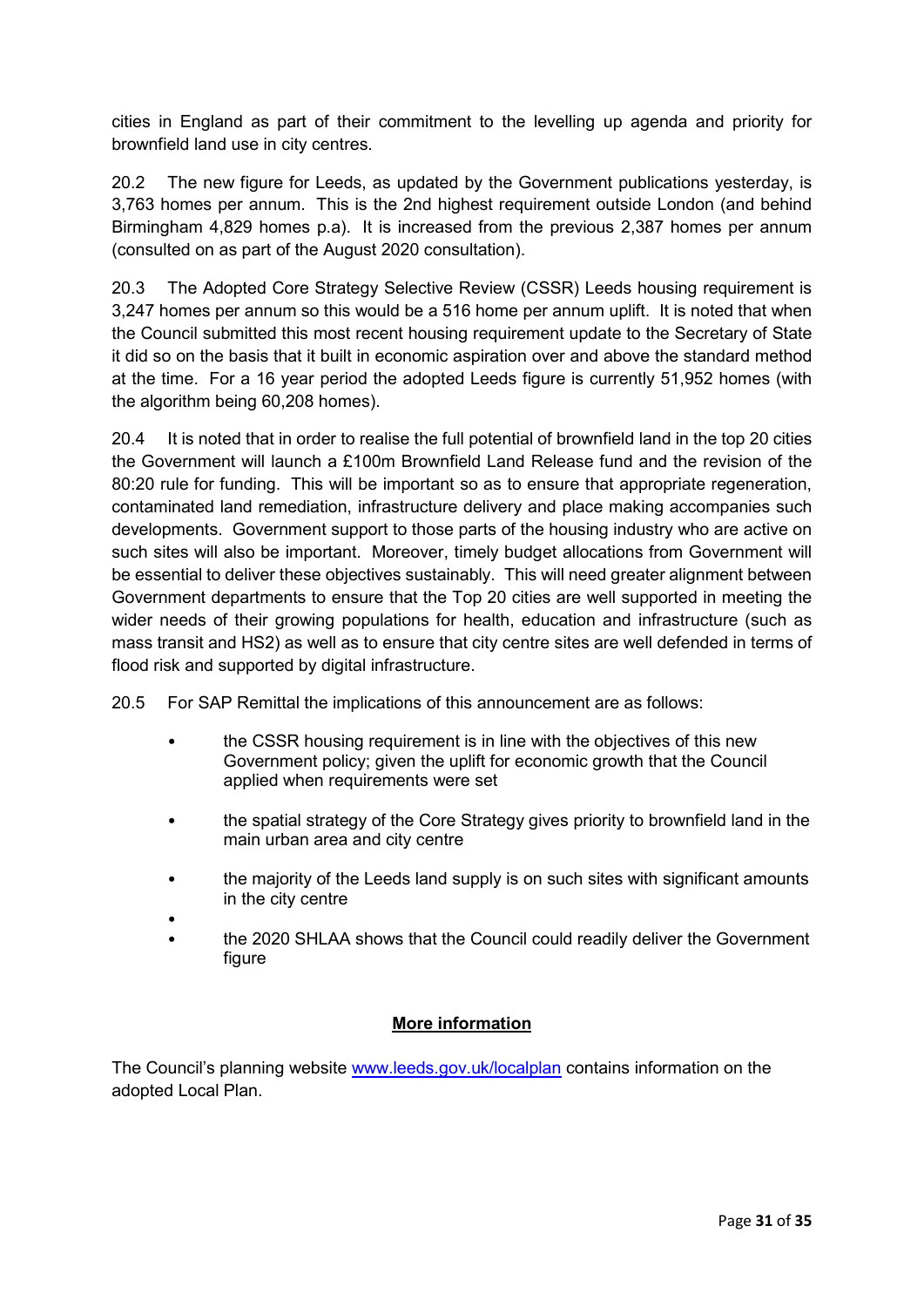cities in England as part of their commitment to the levelling up agenda and priority for brownfield land use in city centres.

20.2 The new figure for Leeds, as updated by the Government publications yesterday, is 3,763 homes per annum. This is the 2nd highest requirement outside London (and behind Birmingham 4,829 homes p.a). It is increased from the previous 2,387 homes per annum (consulted on as part of the August 2020 consultation).

20.3 The Adopted Core Strategy Selective Review (CSSR) Leeds housing requirement is 3,247 homes per annum so this would be a 516 home per annum uplift. It is noted that when the Council submitted this most recent housing requirement update to the Secretary of State it did so on the basis that it built in economic aspiration over and above the standard method at the time. For a 16 year period the adopted Leeds figure is currently 51,952 homes (with the algorithm being 60,208 homes).

20.4 It is noted that in order to realise the full potential of brownfield land in the top 20 cities the Government will launch a £100m Brownfield Land Release fund and the revision of the 80:20 rule for funding. This will be important so as to ensure that appropriate regeneration, contaminated land remediation, infrastructure delivery and place making accompanies such developments. Government support to those parts of the housing industry who are active on such sites will also be important. Moreover, timely budget allocations from Government will be essential to deliver these objectives sustainably. This will need greater alignment between Government departments to ensure that the Top 20 cities are well supported in meeting the wider needs of their growing populations for health, education and infrastructure (such as mass transit and HS2) as well as to ensure that city centre sites are well defended in terms of flood risk and supported by digital infrastructure.

20.5 For SAP Remittal the implications of this announcement are as follows:

- the CSSR housing requirement is in line with the objectives of this new Government policy; given the uplift for economic growth that the Council applied when requirements were set
- the spatial strategy of the Core Strategy gives priority to brownfield land in the main urban area and city centre
- the majority of the Leeds land supply is on such sites with significant amounts in the city centre
- 
- the 2020 SHLAA shows that the Council could readily deliver the Government figure

**More information**

The Council's planning website www.leeds.gov.uk/localplan contains information on the adopted Local Plan.